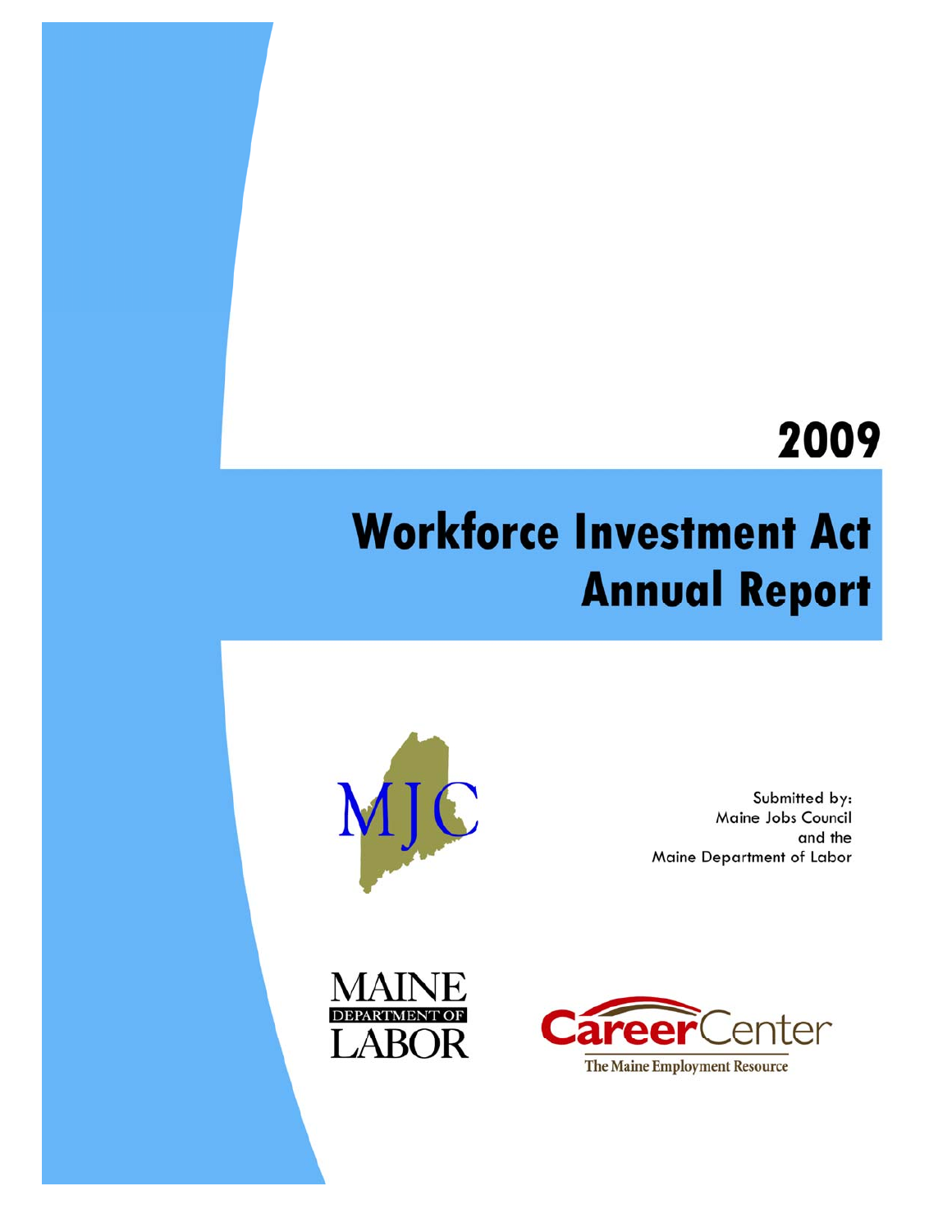# 2009

# Workforce Investment Act Annual Report

MJC

Submitted by:
Maine Jobs Council
and the
Maine Department of Labor

MAINE DEPARTMENT OF LABOR

CareerCenter
The Maine Employment Resource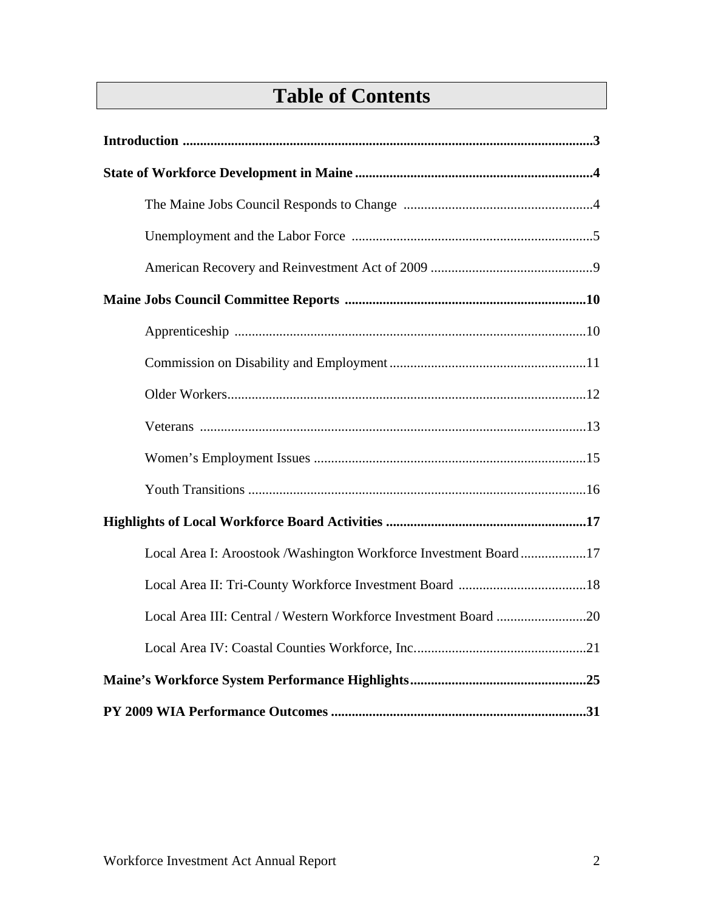# Table of Contents

**Introduction** .......... **3**

**State of Workforce Development in Maine** .......... **4**

- The Maine Jobs Council Responds to Change .......... 4
- Unemployment and the Labor Force .......... 5
- American Recovery and Reinvestment Act of 2009 .......... 9

**Maine Jobs Council Committee Reports** .......... **10**

- Apprenticeship .......... 10
- Commission on Disability and Employment .......... 11
- Older Workers .......... 12
- Veterans .......... 13
- Women's Employment Issues .......... 15
- Youth Transitions .......... 16

**Highlights of Local Workforce Board Activities** .......... **17**

- Local Area I: Aroostook /Washington Workforce Investment Board .......... 17
- Local Area II: Tri-County Workforce Investment Board .......... 18
- Local Area III: Central / Western Workforce Investment Board .......... 20
- Local Area IV: Coastal Counties Workforce, Inc. .......... 21

**Maine's Workforce System Performance Highlights** .......... **25**

**PY 2009 WIA Performance Outcomes** .......... **31**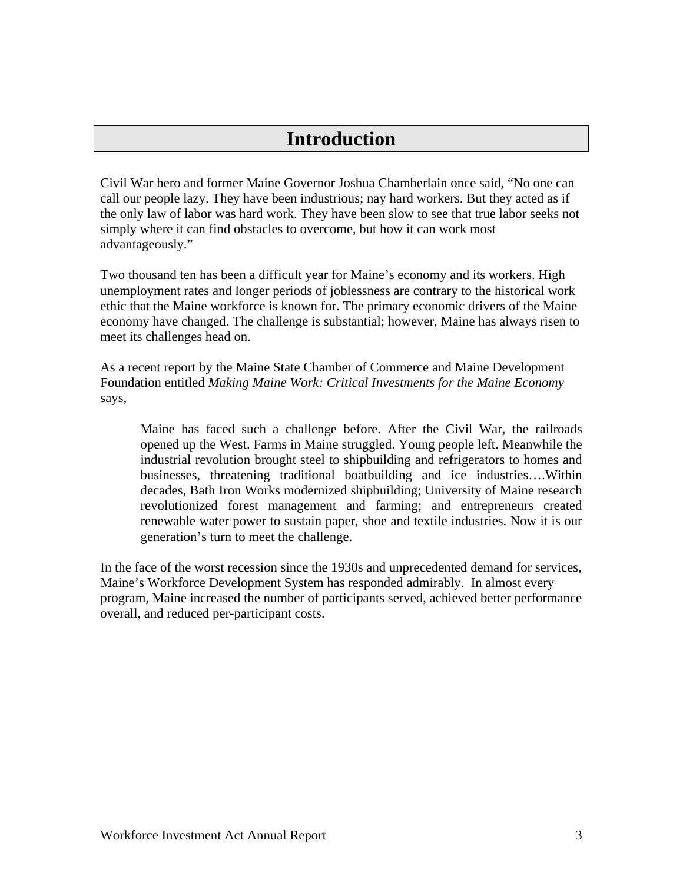# Introduction

Civil War hero and former Maine Governor Joshua Chamberlain once said, "No one can call our people lazy. They have been industrious; nay hard workers. But they acted as if the only law of labor was hard work. They have been slow to see that true labor seeks not simply where it can find obstacles to overcome, but how it can work most advantageously."

Two thousand ten has been a difficult year for Maine's economy and its workers. High unemployment rates and longer periods of joblessness are contrary to the historical work ethic that the Maine workforce is known for. The primary economic drivers of the Maine economy have changed. The challenge is substantial; however, Maine has always risen to meet its challenges head on.

As a recent report by the Maine State Chamber of Commerce and Maine Development Foundation entitled *Making Maine Work: Critical Investments for the Maine Economy* says,

> Maine has faced such a challenge before. After the Civil War, the railroads opened up the West. Farms in Maine struggled. Young people left. Meanwhile the industrial revolution brought steel to shipbuilding and refrigerators to homes and businesses, threatening traditional boatbuilding and ice industries….Within decades, Bath Iron Works modernized shipbuilding; University of Maine research revolutionized forest management and farming; and entrepreneurs created renewable water power to sustain paper, shoe and textile industries. Now it is our generation's turn to meet the challenge.

In the face of the worst recession since the 1930s and unprecedented demand for services, Maine's Workforce Development System has responded admirably. In almost every program, Maine increased the number of participants served, achieved better performance overall, and reduced per-participant costs.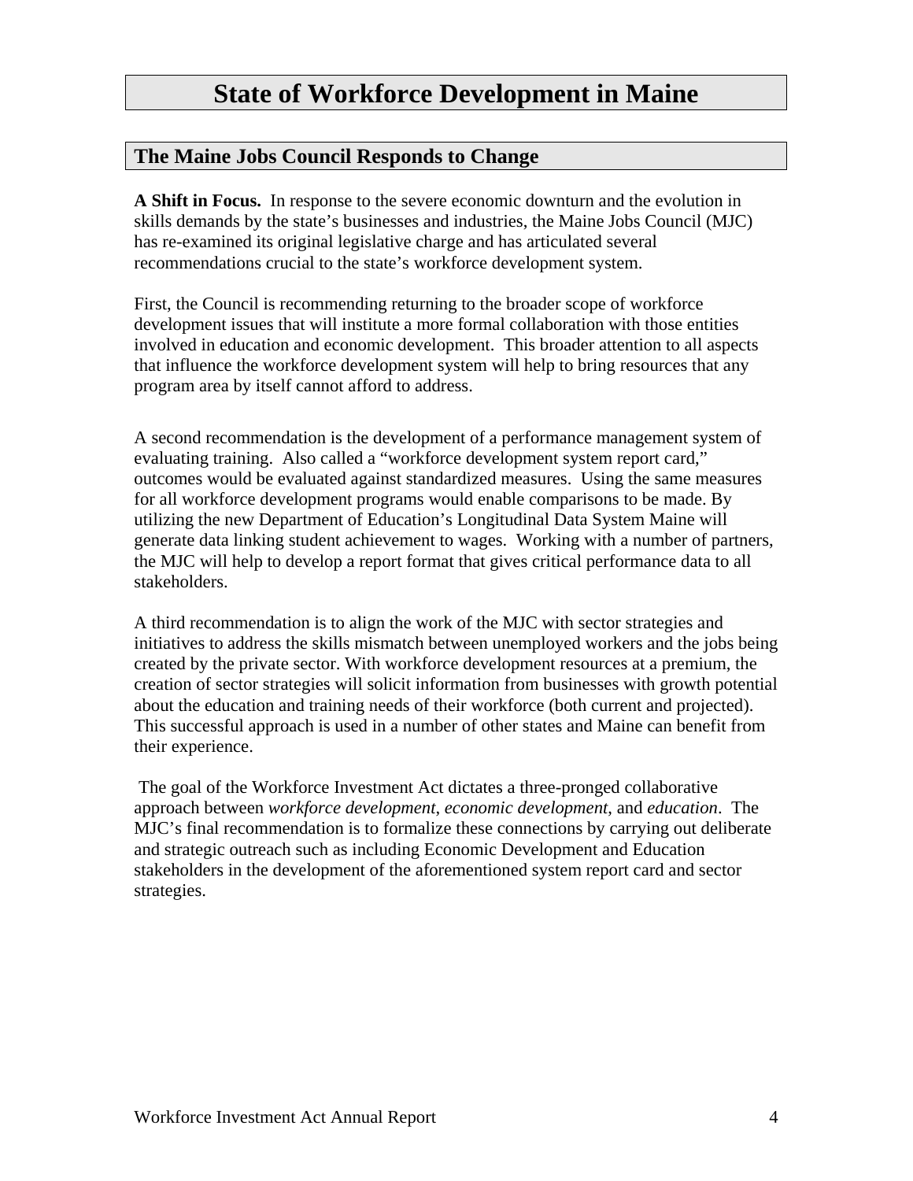# State of Workforce Development in Maine

## The Maine Jobs Council Responds to Change

**A Shift in Focus.** In response to the severe economic downturn and the evolution in skills demands by the state's businesses and industries, the Maine Jobs Council (MJC) has re-examined its original legislative charge and has articulated several recommendations crucial to the state's workforce development system.

First, the Council is recommending returning to the broader scope of workforce development issues that will institute a more formal collaboration with those entities involved in education and economic development. This broader attention to all aspects that influence the workforce development system will help to bring resources that any program area by itself cannot afford to address.

A second recommendation is the development of a performance management system of evaluating training. Also called a "workforce development system report card," outcomes would be evaluated against standardized measures. Using the same measures for all workforce development programs would enable comparisons to be made. By utilizing the new Department of Education's Longitudinal Data System Maine will generate data linking student achievement to wages. Working with a number of partners, the MJC will help to develop a report format that gives critical performance data to all stakeholders.

A third recommendation is to align the work of the MJC with sector strategies and initiatives to address the skills mismatch between unemployed workers and the jobs being created by the private sector. With workforce development resources at a premium, the creation of sector strategies will solicit information from businesses with growth potential about the education and training needs of their workforce (both current and projected). This successful approach is used in a number of other states and Maine can benefit from their experience.

The goal of the Workforce Investment Act dictates a three-pronged collaborative approach between *workforce development*, *economic development*, and *education*. The MJC's final recommendation is to formalize these connections by carrying out deliberate and strategic outreach such as including Economic Development and Education stakeholders in the development of the aforementioned system report card and sector strategies.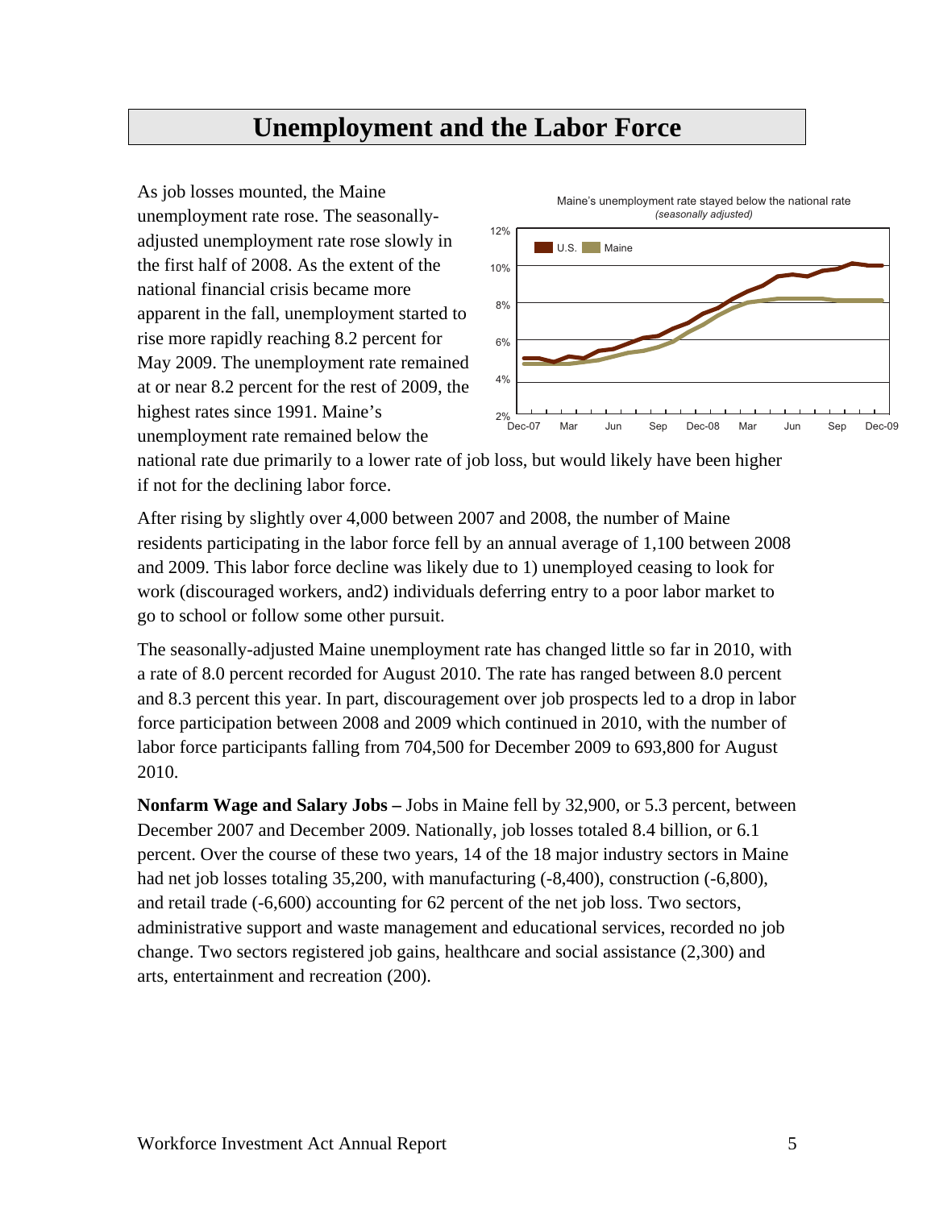# Unemployment and the Labor Force

As job losses mounted, the Maine unemployment rate rose. The seasonally-adjusted unemployment rate rose slowly in the first half of 2008. As the extent of the national financial crisis became more apparent in the fall, unemployment started to rise more rapidly reaching 8.2 percent for May 2009. The unemployment rate remained at or near 8.2 percent for the rest of 2009, the highest rates since 1991. Maine's unemployment rate remained below the national rate due primarily to a lower rate of job loss, but would likely have been higher if not for the declining labor force.

Maine's unemployment rate stayed below the national rate
*(seasonally adjusted)*

After rising by slightly over 4,000 between 2007 and 2008, the number of Maine residents participating in the labor force fell by an annual average of 1,100 between 2008 and 2009. This labor force decline was likely due to 1) unemployed ceasing to look for work (discouraged workers, and2) individuals deferring entry to a poor labor market to go to school or follow some other pursuit.

The seasonally-adjusted Maine unemployment rate has changed little so far in 2010, with a rate of 8.0 percent recorded for August 2010. The rate has ranged between 8.0 percent and 8.3 percent this year. In part, discouragement over job prospects led to a drop in labor force participation between 2008 and 2009 which continued in 2010, with the number of labor force participants falling from 704,500 for December 2009 to 693,800 for August 2010.

**Nonfarm Wage and Salary Jobs –** Jobs in Maine fell by 32,900, or 5.3 percent, between December 2007 and December 2009. Nationally, job losses totaled 8.4 billion, or 6.1 percent. Over the course of these two years, 14 of the 18 major industry sectors in Maine had net job losses totaling 35,200, with manufacturing (-8,400), construction (-6,800), and retail trade (-6,600) accounting for 62 percent of the net job loss. Two sectors, administrative support and waste management and educational services, recorded no job change. Two sectors registered job gains, healthcare and social assistance (2,300) and arts, entertainment and recreation (200).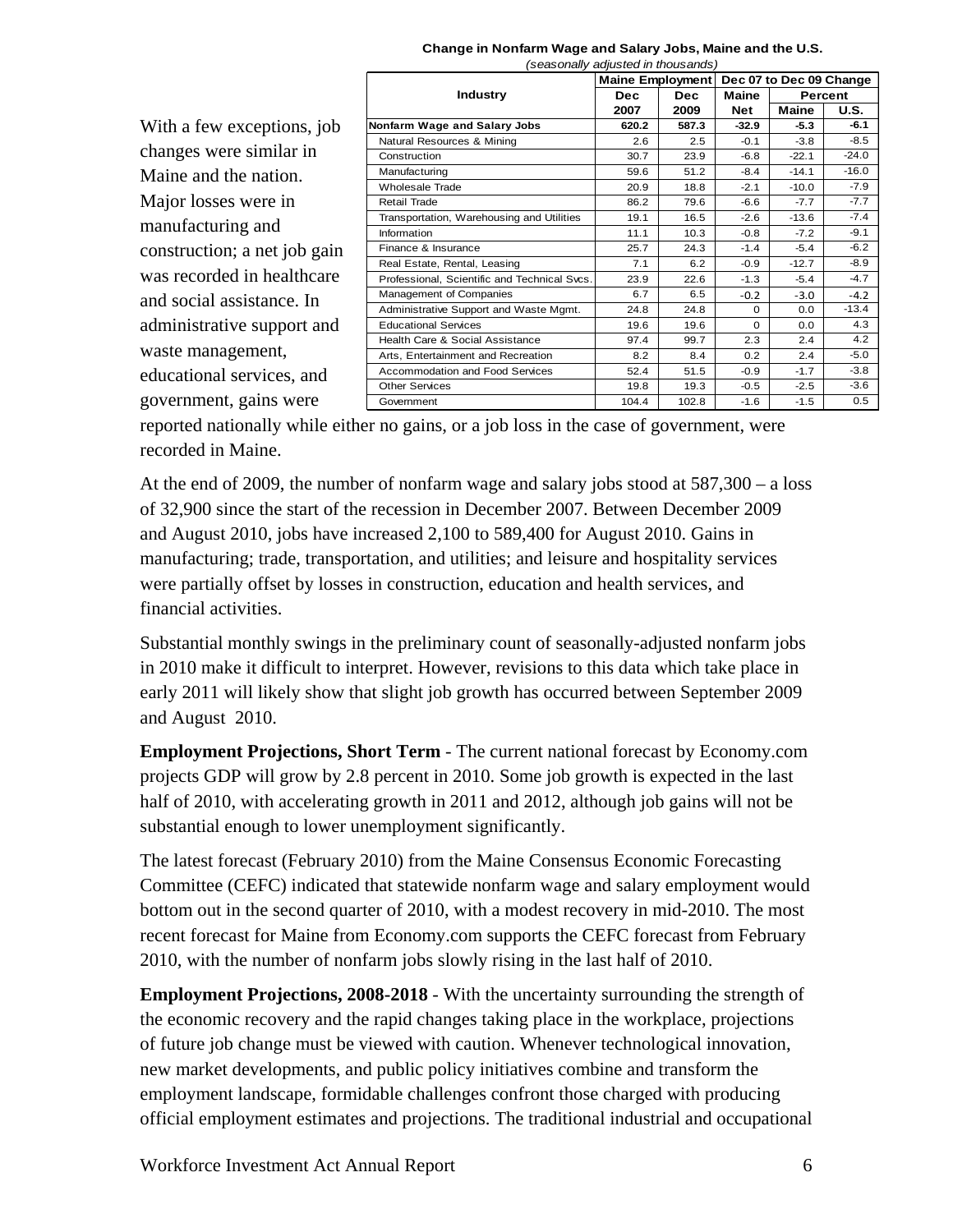With a few exceptions, job changes were similar in Maine and the nation. Major losses were in manufacturing and construction; a net job gain was recorded in healthcare and social assistance. In administrative support and waste management, educational services, and government, gains were reported nationally while either no gains, or a job loss in the case of government, were recorded in Maine.

**Change in Nonfarm Wage and Salary Jobs, Maine and the U.S.**
*(seasonally adjusted in thousands)*

| Industry | Maine Employment | | Dec 07 to Dec 09 Change | | |
|---|---|---|---|---|---|
| | Dec 2007 | Dec 2009 | Maine Net | Percent Maine | Percent U.S. |
| **Nonfarm Wage and Salary Jobs** | **620.2** | **587.3** | **-32.9** | **-5.3** | **-6.1** |
| Natural Resources & Mining | 2.6 | 2.5 | -0.1 | -3.8 | -8.5 |
| Construction | 30.7 | 23.9 | -6.8 | -22.1 | -24.0 |
| Manufacturing | 59.6 | 51.2 | -8.4 | -14.1 | -16.0 |
| Wholesale Trade | 20.9 | 18.8 | -2.1 | -10.0 | -7.9 |
| Retail Trade | 86.2 | 79.6 | -6.6 | -7.7 | -7.7 |
| Transportation, Warehousing and Utilities | 19.1 | 16.5 | -2.6 | -13.6 | -7.4 |
| Information | 11.1 | 10.3 | -0.8 | -7.2 | -9.1 |
| Finance & Insurance | 25.7 | 24.3 | -1.4 | -5.4 | -6.2 |
| Real Estate, Rental, Leasing | 7.1 | 6.2 | -0.9 | -12.7 | -8.9 |
| Professional, Scientific and Technical Svcs. | 23.9 | 22.6 | -1.3 | -5.4 | -4.7 |
| Management of Companies | 6.7 | 6.5 | -0.2 | -3.0 | -4.2 |
| Administrative Support and Waste Mgmt. | 24.8 | 24.8 | 0 | 0.0 | -13.4 |
| Educational Services | 19.6 | 19.6 | 0 | 0.0 | 4.3 |
| Health Care & Social Assistance | 97.4 | 99.7 | 2.3 | 2.4 | 4.2 |
| Arts, Entertainment and Recreation | 8.2 | 8.4 | 0.2 | 2.4 | -5.0 |
| Accommodation and Food Services | 52.4 | 51.5 | -0.9 | -1.7 | -3.8 |
| Other Services | 19.8 | 19.3 | -0.5 | -2.5 | -3.6 |
| Government | 104.4 | 102.8 | -1.6 | -1.5 | 0.5 |

At the end of 2009, the number of nonfarm wage and salary jobs stood at 587,300 – a loss of 32,900 since the start of the recession in December 2007. Between December 2009 and August 2010, jobs have increased 2,100 to 589,400 for August 2010. Gains in manufacturing; trade, transportation, and utilities; and leisure and hospitality services were partially offset by losses in construction, education and health services, and financial activities.

Substantial monthly swings in the preliminary count of seasonally-adjusted nonfarm jobs in 2010 make it difficult to interpret. However, revisions to this data which take place in early 2011 will likely show that slight job growth has occurred between September 2009 and August 2010.

**Employment Projections, Short Term** - The current national forecast by Economy.com projects GDP will grow by 2.8 percent in 2010. Some job growth is expected in the last half of 2010, with accelerating growth in 2011 and 2012, although job gains will not be substantial enough to lower unemployment significantly.

The latest forecast (February 2010) from the Maine Consensus Economic Forecasting Committee (CEFC) indicated that statewide nonfarm wage and salary employment would bottom out in the second quarter of 2010, with a modest recovery in mid-2010. The most recent forecast for Maine from Economy.com supports the CEFC forecast from February 2010, with the number of nonfarm jobs slowly rising in the last half of 2010.

**Employment Projections, 2008-2018** - With the uncertainty surrounding the strength of the economic recovery and the rapid changes taking place in the workplace, projections of future job change must be viewed with caution. Whenever technological innovation, new market developments, and public policy initiatives combine and transform the employment landscape, formidable challenges confront those charged with producing official employment estimates and projections. The traditional industrial and occupational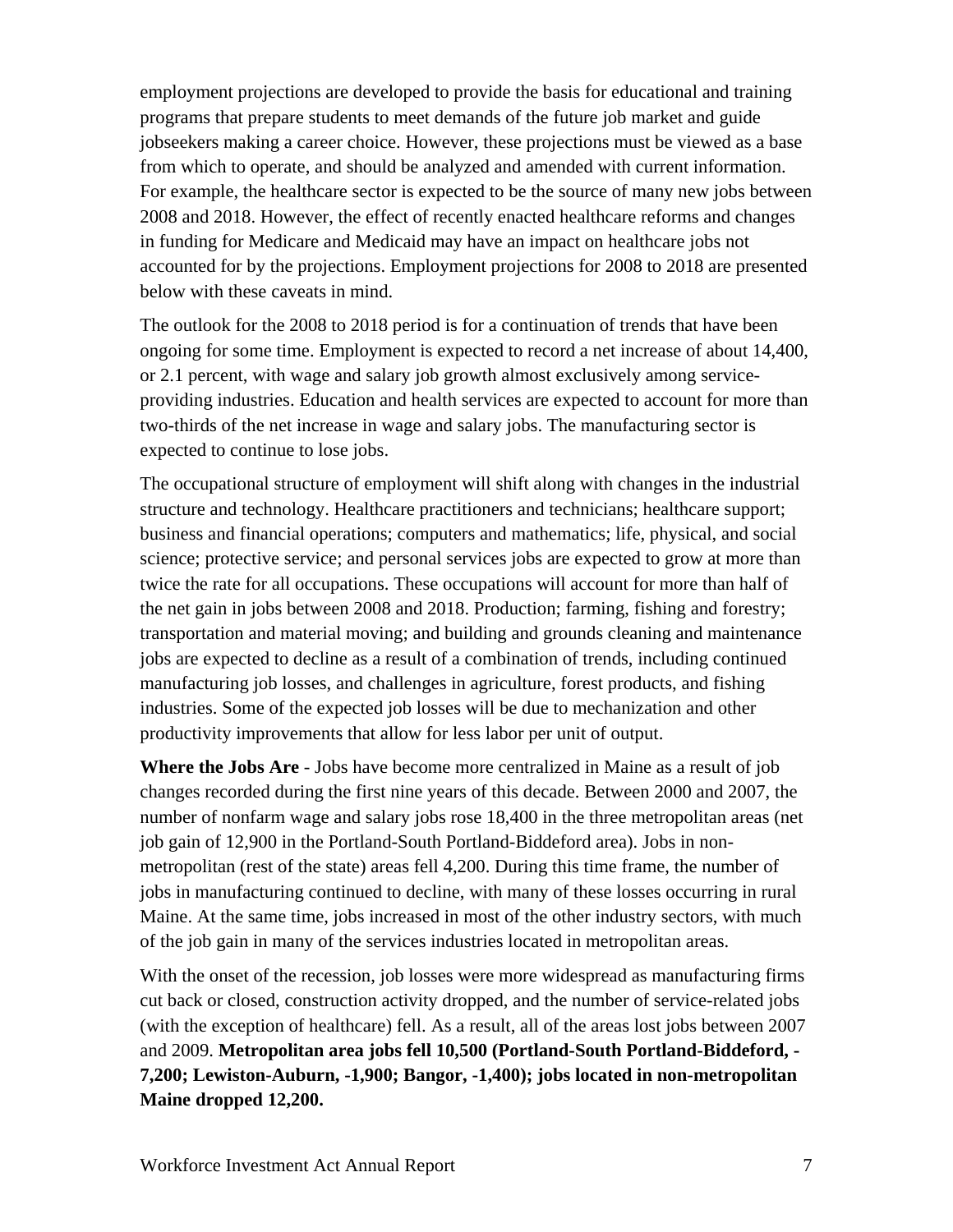employment projections are developed to provide the basis for educational and training programs that prepare students to meet demands of the future job market and guide jobseekers making a career choice. However, these projections must be viewed as a base from which to operate, and should be analyzed and amended with current information. For example, the healthcare sector is expected to be the source of many new jobs between 2008 and 2018. However, the effect of recently enacted healthcare reforms and changes in funding for Medicare and Medicaid may have an impact on healthcare jobs not accounted for by the projections. Employment projections for 2008 to 2018 are presented below with these caveats in mind.

The outlook for the 2008 to 2018 period is for a continuation of trends that have been ongoing for some time. Employment is expected to record a net increase of about 14,400, or 2.1 percent, with wage and salary job growth almost exclusively among service-providing industries. Education and health services are expected to account for more than two-thirds of the net increase in wage and salary jobs. The manufacturing sector is expected to continue to lose jobs.

The occupational structure of employment will shift along with changes in the industrial structure and technology. Healthcare practitioners and technicians; healthcare support; business and financial operations; computers and mathematics; life, physical, and social science; protective service; and personal services jobs are expected to grow at more than twice the rate for all occupations. These occupations will account for more than half of the net gain in jobs between 2008 and 2018. Production; farming, fishing and forestry; transportation and material moving; and building and grounds cleaning and maintenance jobs are expected to decline as a result of a combination of trends, including continued manufacturing job losses, and challenges in agriculture, forest products, and fishing industries. Some of the expected job losses will be due to mechanization and other productivity improvements that allow for less labor per unit of output.

**Where the Jobs Are** - Jobs have become more centralized in Maine as a result of job changes recorded during the first nine years of this decade. Between 2000 and 2007, the number of nonfarm wage and salary jobs rose 18,400 in the three metropolitan areas (net job gain of 12,900 in the Portland-South Portland-Biddeford area). Jobs in non-metropolitan (rest of the state) areas fell 4,200. During this time frame, the number of jobs in manufacturing continued to decline, with many of these losses occurring in rural Maine. At the same time, jobs increased in most of the other industry sectors, with much of the job gain in many of the services industries located in metropolitan areas.

With the onset of the recession, job losses were more widespread as manufacturing firms cut back or closed, construction activity dropped, and the number of service-related jobs (with the exception of healthcare) fell. As a result, all of the areas lost jobs between 2007 and 2009. **Metropolitan area jobs fell 10,500 (Portland-South Portland-Biddeford, -7,200; Lewiston-Auburn, -1,900; Bangor, -1,400); jobs located in non-metropolitan Maine dropped 12,200.**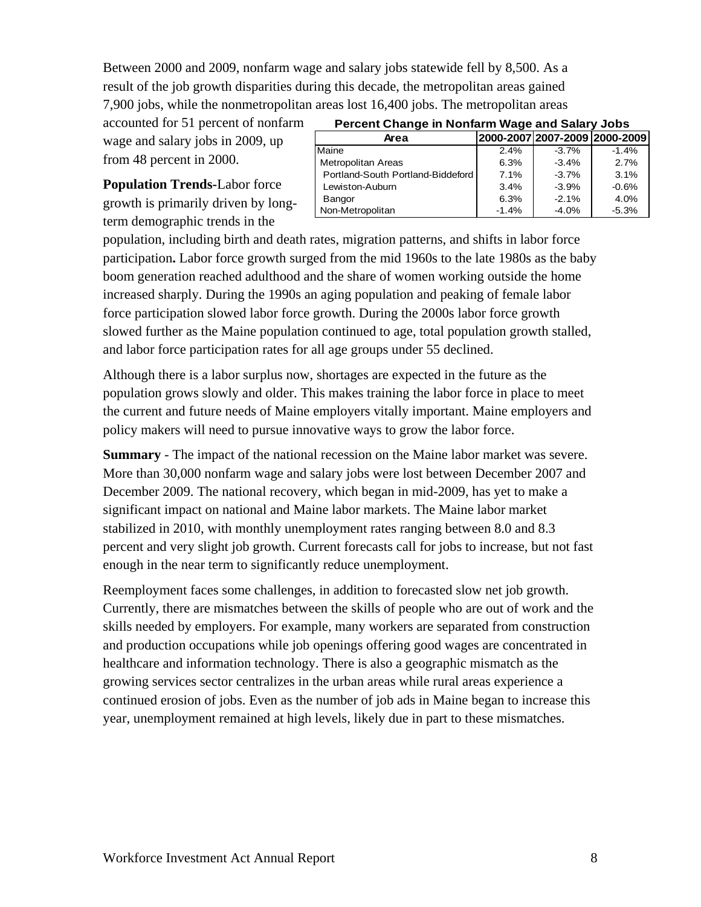Between 2000 and 2009, nonfarm wage and salary jobs statewide fell by 8,500. As a result of the job growth disparities during this decade, the metropolitan areas gained 7,900 jobs, while the nonmetropolitan areas lost 16,400 jobs. The metropolitan areas accounted for 51 percent of nonfarm wage and salary jobs in 2009, up from 48 percent in 2000.

**Percent Change in Nonfarm Wage and Salary Jobs**

| Area | 2000-2007 | 2007-2009 | 2000-2009 |
|---|---|---|---|
| Maine | 2.4% | -3.7% | -1.4% |
| Metropolitan Areas | 6.3% | -3.4% | 2.7% |
| Portland-South Portland-Biddeford | 7.1% | -3.7% | 3.1% |
| Lewiston-Auburn | 3.4% | -3.9% | -0.6% |
| Bangor | 6.3% | -2.1% | 4.0% |
| Non-Metropolitan | -1.4% | -4.0% | -5.3% |

**Population Trends**-Labor force growth is primarily driven by long-term demographic trends in the population, including birth and death rates, migration patterns, and shifts in labor force participation**.** Labor force growth surged from the mid 1960s to the late 1980s as the baby boom generation reached adulthood and the share of women working outside the home increased sharply. During the 1990s an aging population and peaking of female labor force participation slowed labor force growth. During the 2000s labor force growth slowed further as the Maine population continued to age, total population growth stalled, and labor force participation rates for all age groups under 55 declined.

Although there is a labor surplus now, shortages are expected in the future as the population grows slowly and older. This makes training the labor force in place to meet the current and future needs of Maine employers vitally important. Maine employers and policy makers will need to pursue innovative ways to grow the labor force.

**Summary** - The impact of the national recession on the Maine labor market was severe. More than 30,000 nonfarm wage and salary jobs were lost between December 2007 and December 2009. The national recovery, which began in mid-2009, has yet to make a significant impact on national and Maine labor markets. The Maine labor market stabilized in 2010, with monthly unemployment rates ranging between 8.0 and 8.3 percent and very slight job growth. Current forecasts call for jobs to increase, but not fast enough in the near term to significantly reduce unemployment.

Reemployment faces some challenges, in addition to forecasted slow net job growth. Currently, there are mismatches between the skills of people who are out of work and the skills needed by employers. For example, many workers are separated from construction and production occupations while job openings offering good wages are concentrated in healthcare and information technology. There is also a geographic mismatch as the growing services sector centralizes in the urban areas while rural areas experience a continued erosion of jobs. Even as the number of job ads in Maine began to increase this year, unemployment remained at high levels, likely due in part to these mismatches.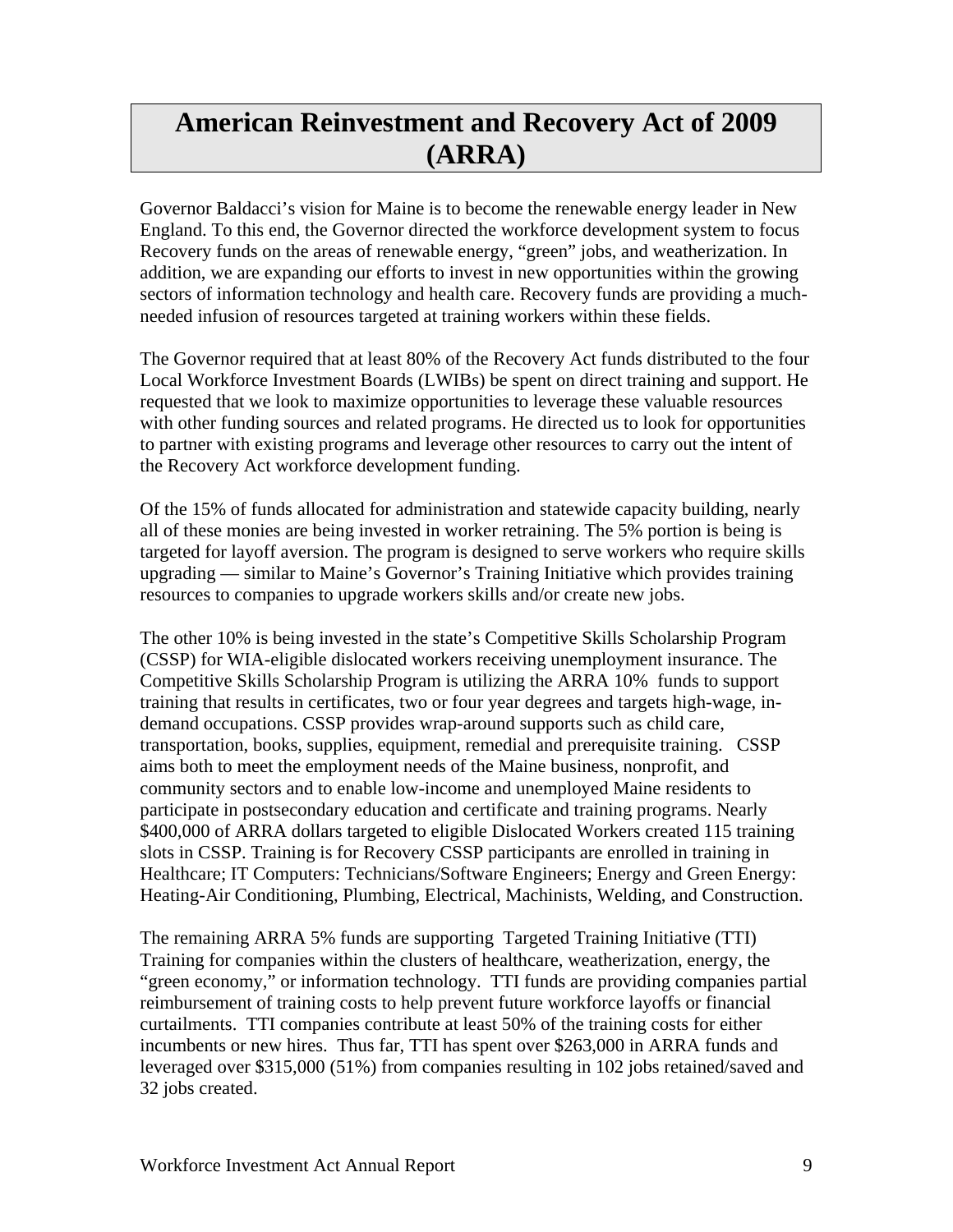# American Reinvestment and Recovery Act of 2009 (ARRA)

Governor Baldacci's vision for Maine is to become the renewable energy leader in New England. To this end, the Governor directed the workforce development system to focus Recovery funds on the areas of renewable energy, "green" jobs, and weatherization. In addition, we are expanding our efforts to invest in new opportunities within the growing sectors of information technology and health care. Recovery funds are providing a much-needed infusion of resources targeted at training workers within these fields.

The Governor required that at least 80% of the Recovery Act funds distributed to the four Local Workforce Investment Boards (LWIBs) be spent on direct training and support. He requested that we look to maximize opportunities to leverage these valuable resources with other funding sources and related programs. He directed us to look for opportunities to partner with existing programs and leverage other resources to carry out the intent of the Recovery Act workforce development funding.

Of the 15% of funds allocated for administration and statewide capacity building, nearly all of these monies are being invested in worker retraining. The 5% portion is being is targeted for layoff aversion. The program is designed to serve workers who require skills upgrading — similar to Maine's Governor's Training Initiative which provides training resources to companies to upgrade workers skills and/or create new jobs.

The other 10% is being invested in the state's Competitive Skills Scholarship Program (CSSP) for WIA-eligible dislocated workers receiving unemployment insurance. The Competitive Skills Scholarship Program is utilizing the ARRA 10% funds to support training that results in certificates, two or four year degrees and targets high-wage, in-demand occupations. CSSP provides wrap-around supports such as child care, transportation, books, supplies, equipment, remedial and prerequisite training. CSSP aims both to meet the employment needs of the Maine business, nonprofit, and community sectors and to enable low-income and unemployed Maine residents to participate in postsecondary education and certificate and training programs. Nearly $400,000 of ARRA dollars targeted to eligible Dislocated Workers created 115 training slots in CSSP. Training is for Recovery CSSP participants are enrolled in training in Healthcare; IT Computers: Technicians/Software Engineers; Energy and Green Energy: Heating-Air Conditioning, Plumbing, Electrical, Machinists, Welding, and Construction.

The remaining ARRA 5% funds are supporting Targeted Training Initiative (TTI) Training for companies within the clusters of healthcare, weatherization, energy, the "green economy," or information technology. TTI funds are providing companies partial reimbursement of training costs to help prevent future workforce layoffs or financial curtailments. TTI companies contribute at least 50% of the training costs for either incumbents or new hires. Thus far, TTI has spent over $263,000 in ARRA funds and leveraged over $315,000 (51%) from companies resulting in 102 jobs retained/saved and 32 jobs created.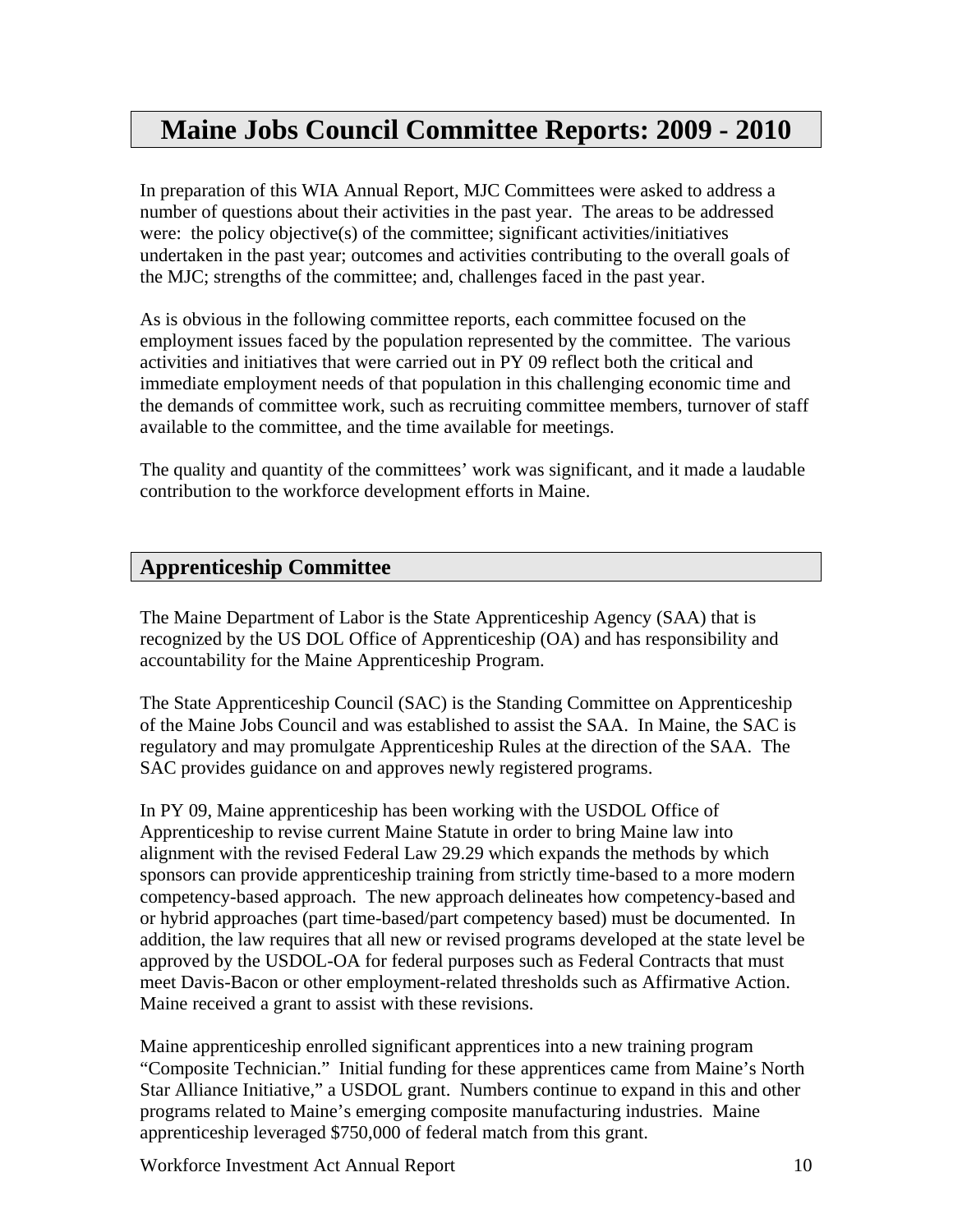# Maine Jobs Council Committee Reports: 2009 - 2010

In preparation of this WIA Annual Report, MJC Committees were asked to address a number of questions about their activities in the past year. The areas to be addressed were: the policy objective(s) of the committee; significant activities/initiatives undertaken in the past year; outcomes and activities contributing to the overall goals of the MJC; strengths of the committee; and, challenges faced in the past year.

As is obvious in the following committee reports, each committee focused on the employment issues faced by the population represented by the committee. The various activities and initiatives that were carried out in PY 09 reflect both the critical and immediate employment needs of that population in this challenging economic time and the demands of committee work, such as recruiting committee members, turnover of staff available to the committee, and the time available for meetings.

The quality and quantity of the committees' work was significant, and it made a laudable contribution to the workforce development efforts in Maine.

## Apprenticeship Committee

The Maine Department of Labor is the State Apprenticeship Agency (SAA) that is recognized by the US DOL Office of Apprenticeship (OA) and has responsibility and accountability for the Maine Apprenticeship Program.

The State Apprenticeship Council (SAC) is the Standing Committee on Apprenticeship of the Maine Jobs Council and was established to assist the SAA. In Maine, the SAC is regulatory and may promulgate Apprenticeship Rules at the direction of the SAA. The SAC provides guidance on and approves newly registered programs.

In PY 09, Maine apprenticeship has been working with the USDOL Office of Apprenticeship to revise current Maine Statute in order to bring Maine law into alignment with the revised Federal Law 29.29 which expands the methods by which sponsors can provide apprenticeship training from strictly time-based to a more modern competency-based approach. The new approach delineates how competency-based and or hybrid approaches (part time-based/part competency based) must be documented. In addition, the law requires that all new or revised programs developed at the state level be approved by the USDOL-OA for federal purposes such as Federal Contracts that must meet Davis-Bacon or other employment-related thresholds such as Affirmative Action. Maine received a grant to assist with these revisions.

Maine apprenticeship enrolled significant apprentices into a new training program "Composite Technician." Initial funding for these apprentices came from Maine's North Star Alliance Initiative," a USDOL grant. Numbers continue to expand in this and other programs related to Maine's emerging composite manufacturing industries. Maine apprenticeship leveraged $750,000 of federal match from this grant.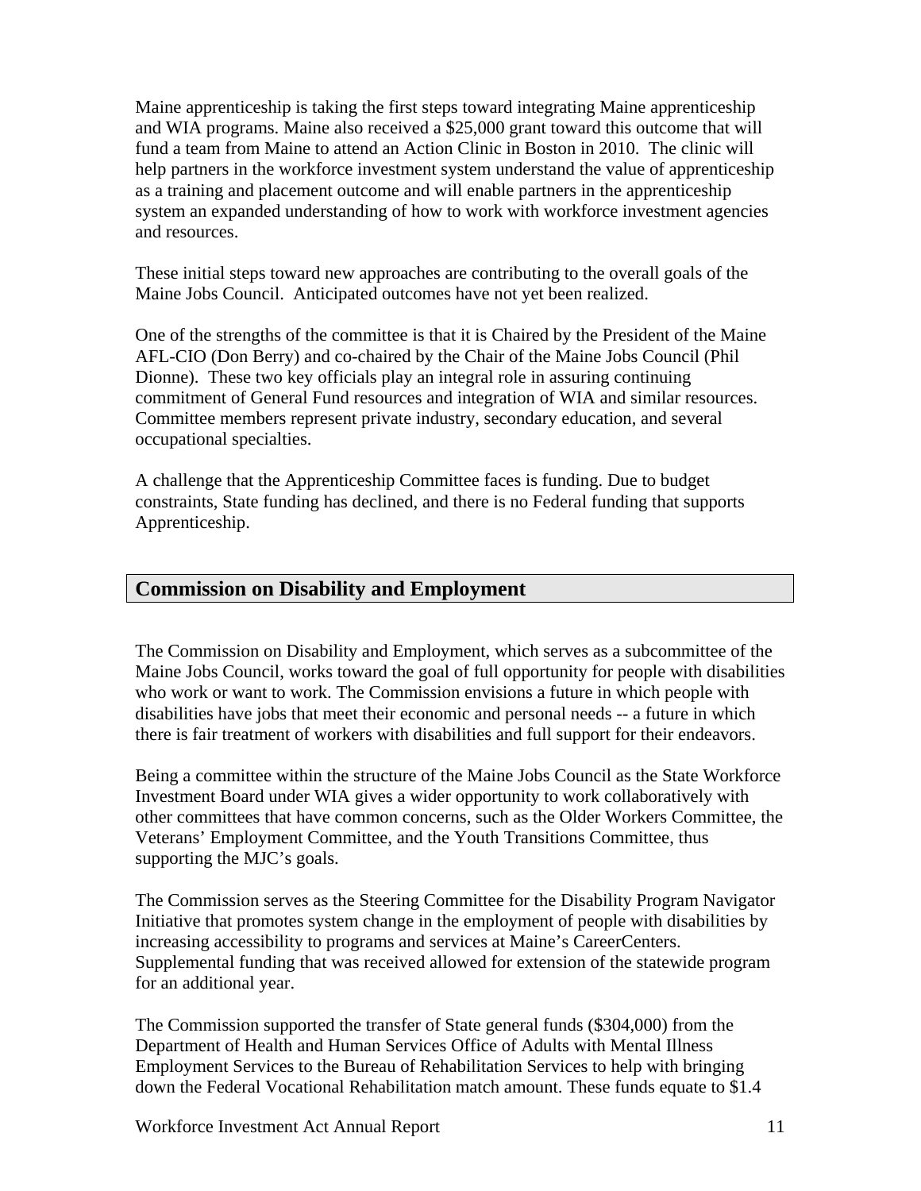Maine apprenticeship is taking the first steps toward integrating Maine apprenticeship and WIA programs. Maine also received a $25,000 grant toward this outcome that will fund a team from Maine to attend an Action Clinic in Boston in 2010. The clinic will help partners in the workforce investment system understand the value of apprenticeship as a training and placement outcome and will enable partners in the apprenticeship system an expanded understanding of how to work with workforce investment agencies and resources.

These initial steps toward new approaches are contributing to the overall goals of the Maine Jobs Council. Anticipated outcomes have not yet been realized.

One of the strengths of the committee is that it is Chaired by the President of the Maine AFL-CIO (Don Berry) and co-chaired by the Chair of the Maine Jobs Council (Phil Dionne). These two key officials play an integral role in assuring continuing commitment of General Fund resources and integration of WIA and similar resources. Committee members represent private industry, secondary education, and several occupational specialties.

A challenge that the Apprenticeship Committee faces is funding. Due to budget constraints, State funding has declined, and there is no Federal funding that supports Apprenticeship.

## Commission on Disability and Employment

The Commission on Disability and Employment, which serves as a subcommittee of the Maine Jobs Council, works toward the goal of full opportunity for people with disabilities who work or want to work. The Commission envisions a future in which people with disabilities have jobs that meet their economic and personal needs -- a future in which there is fair treatment of workers with disabilities and full support for their endeavors.

Being a committee within the structure of the Maine Jobs Council as the State Workforce Investment Board under WIA gives a wider opportunity to work collaboratively with other committees that have common concerns, such as the Older Workers Committee, the Veterans' Employment Committee, and the Youth Transitions Committee, thus supporting the MJC's goals.

The Commission serves as the Steering Committee for the Disability Program Navigator Initiative that promotes system change in the employment of people with disabilities by increasing accessibility to programs and services at Maine's CareerCenters. Supplemental funding that was received allowed for extension of the statewide program for an additional year.

The Commission supported the transfer of State general funds ($304,000) from the Department of Health and Human Services Office of Adults with Mental Illness Employment Services to the Bureau of Rehabilitation Services to help with bringing down the Federal Vocational Rehabilitation match amount. These funds equate to $1.4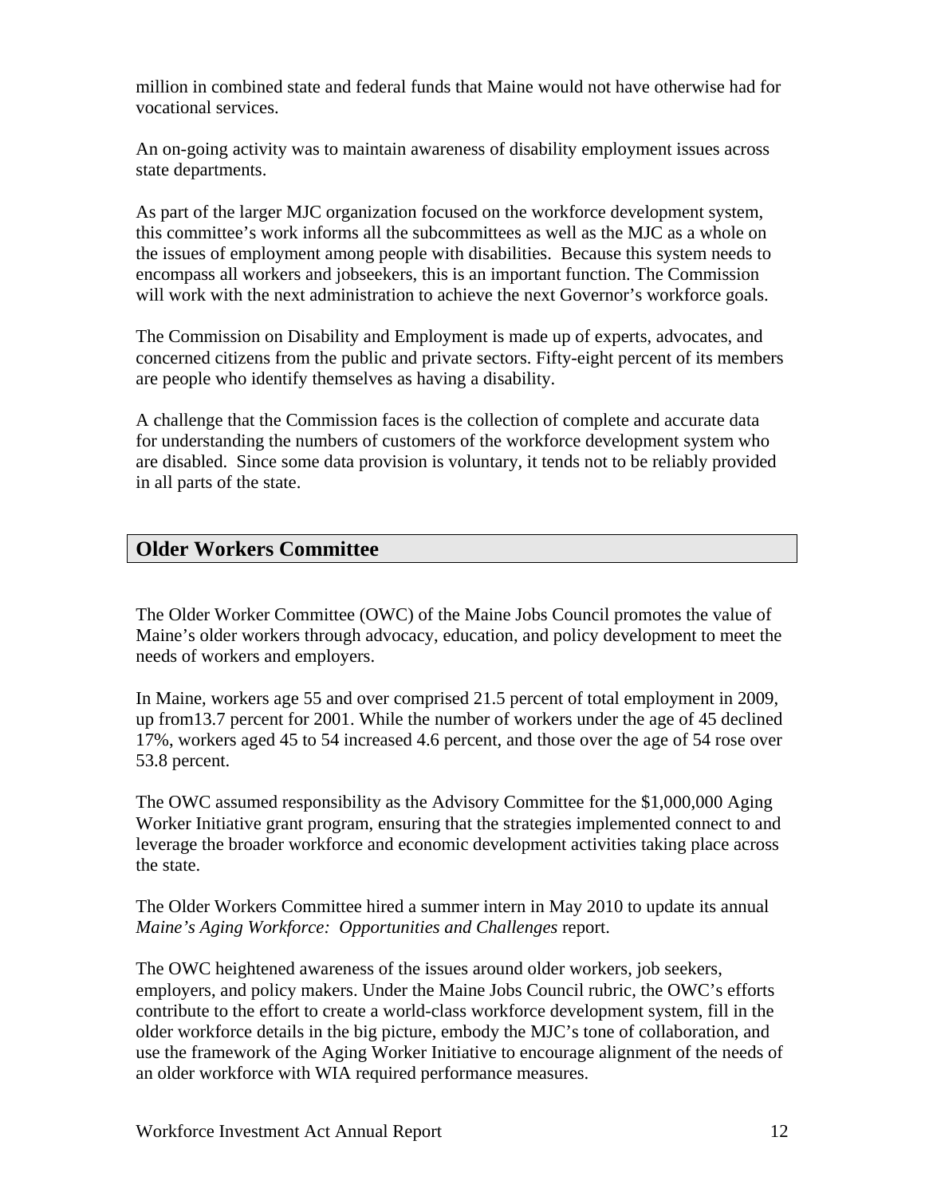million in combined state and federal funds that Maine would not have otherwise had for vocational services.

An on-going activity was to maintain awareness of disability employment issues across state departments.

As part of the larger MJC organization focused on the workforce development system, this committee's work informs all the subcommittees as well as the MJC as a whole on the issues of employment among people with disabilities. Because this system needs to encompass all workers and jobseekers, this is an important function. The Commission will work with the next administration to achieve the next Governor's workforce goals.

The Commission on Disability and Employment is made up of experts, advocates, and concerned citizens from the public and private sectors. Fifty-eight percent of its members are people who identify themselves as having a disability.

A challenge that the Commission faces is the collection of complete and accurate data for understanding the numbers of customers of the workforce development system who are disabled. Since some data provision is voluntary, it tends not to be reliably provided in all parts of the state.

## Older Workers Committee

The Older Worker Committee (OWC) of the Maine Jobs Council promotes the value of Maine's older workers through advocacy, education, and policy development to meet the needs of workers and employers.

In Maine, workers age 55 and over comprised 21.5 percent of total employment in 2009, up from13.7 percent for 2001. While the number of workers under the age of 45 declined 17%, workers aged 45 to 54 increased 4.6 percent, and those over the age of 54 rose over 53.8 percent.

The OWC assumed responsibility as the Advisory Committee for the $1,000,000 Aging Worker Initiative grant program, ensuring that the strategies implemented connect to and leverage the broader workforce and economic development activities taking place across the state.

The Older Workers Committee hired a summer intern in May 2010 to update its annual *Maine's Aging Workforce: Opportunities and Challenges* report.

The OWC heightened awareness of the issues around older workers, job seekers, employers, and policy makers. Under the Maine Jobs Council rubric, the OWC's efforts contribute to the effort to create a world-class workforce development system, fill in the older workforce details in the big picture, embody the MJC's tone of collaboration, and use the framework of the Aging Worker Initiative to encourage alignment of the needs of an older workforce with WIA required performance measures.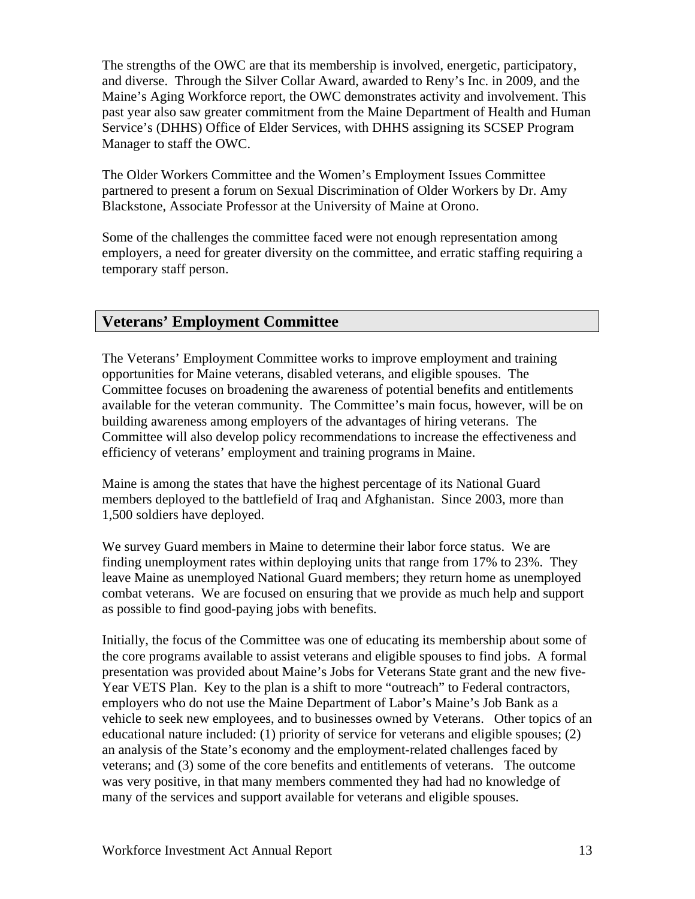The strengths of the OWC are that its membership is involved, energetic, participatory, and diverse. Through the Silver Collar Award, awarded to Reny's Inc. in 2009, and the Maine's Aging Workforce report, the OWC demonstrates activity and involvement. This past year also saw greater commitment from the Maine Department of Health and Human Service's (DHHS) Office of Elder Services, with DHHS assigning its SCSEP Program Manager to staff the OWC.

The Older Workers Committee and the Women's Employment Issues Committee partnered to present a forum on Sexual Discrimination of Older Workers by Dr. Amy Blackstone, Associate Professor at the University of Maine at Orono.

Some of the challenges the committee faced were not enough representation among employers, a need for greater diversity on the committee, and erratic staffing requiring a temporary staff person.

## Veterans' Employment Committee

The Veterans' Employment Committee works to improve employment and training opportunities for Maine veterans, disabled veterans, and eligible spouses. The Committee focuses on broadening the awareness of potential benefits and entitlements available for the veteran community. The Committee's main focus, however, will be on building awareness among employers of the advantages of hiring veterans. The Committee will also develop policy recommendations to increase the effectiveness and efficiency of veterans' employment and training programs in Maine.

Maine is among the states that have the highest percentage of its National Guard members deployed to the battlefield of Iraq and Afghanistan. Since 2003, more than 1,500 soldiers have deployed.

We survey Guard members in Maine to determine their labor force status. We are finding unemployment rates within deploying units that range from 17% to 23%. They leave Maine as unemployed National Guard members; they return home as unemployed combat veterans. We are focused on ensuring that we provide as much help and support as possible to find good-paying jobs with benefits.

Initially, the focus of the Committee was one of educating its membership about some of the core programs available to assist veterans and eligible spouses to find jobs. A formal presentation was provided about Maine's Jobs for Veterans State grant and the new five-Year VETS Plan. Key to the plan is a shift to more "outreach" to Federal contractors, employers who do not use the Maine Department of Labor's Maine's Job Bank as a vehicle to seek new employees, and to businesses owned by Veterans. Other topics of an educational nature included: (1) priority of service for veterans and eligible spouses; (2) an analysis of the State's economy and the employment-related challenges faced by veterans; and (3) some of the core benefits and entitlements of veterans. The outcome was very positive, in that many members commented they had had no knowledge of many of the services and support available for veterans and eligible spouses.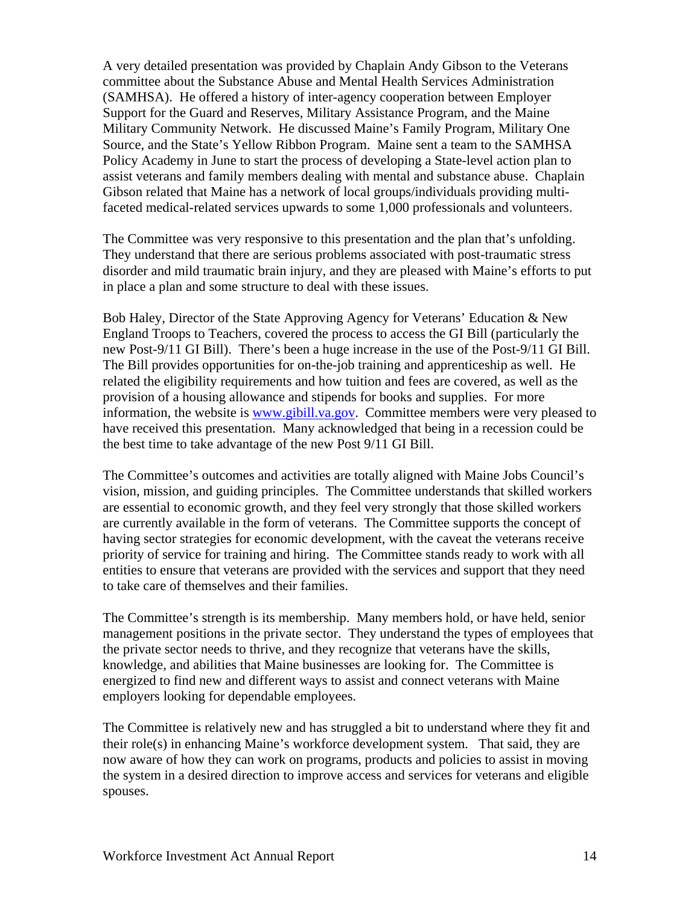A very detailed presentation was provided by Chaplain Andy Gibson to the Veterans committee about the Substance Abuse and Mental Health Services Administration (SAMHSA). He offered a history of inter-agency cooperation between Employer Support for the Guard and Reserves, Military Assistance Program, and the Maine Military Community Network. He discussed Maine's Family Program, Military One Source, and the State's Yellow Ribbon Program. Maine sent a team to the SAMHSA Policy Academy in June to start the process of developing a State-level action plan to assist veterans and family members dealing with mental and substance abuse. Chaplain Gibson related that Maine has a network of local groups/individuals providing multi-faceted medical-related services upwards to some 1,000 professionals and volunteers.

The Committee was very responsive to this presentation and the plan that's unfolding. They understand that there are serious problems associated with post-traumatic stress disorder and mild traumatic brain injury, and they are pleased with Maine's efforts to put in place a plan and some structure to deal with these issues.

Bob Haley, Director of the State Approving Agency for Veterans' Education & New England Troops to Teachers, covered the process to access the GI Bill (particularly the new Post-9/11 GI Bill). There's been a huge increase in the use of the Post-9/11 GI Bill. The Bill provides opportunities for on-the-job training and apprenticeship as well. He related the eligibility requirements and how tuition and fees are covered, as well as the provision of a housing allowance and stipends for books and supplies. For more information, the website is www.gibill.va.gov. Committee members were very pleased to have received this presentation. Many acknowledged that being in a recession could be the best time to take advantage of the new Post 9/11 GI Bill.

The Committee's outcomes and activities are totally aligned with Maine Jobs Council's vision, mission, and guiding principles. The Committee understands that skilled workers are essential to economic growth, and they feel very strongly that those skilled workers are currently available in the form of veterans. The Committee supports the concept of having sector strategies for economic development, with the caveat the veterans receive priority of service for training and hiring. The Committee stands ready to work with all entities to ensure that veterans are provided with the services and support that they need to take care of themselves and their families.

The Committee's strength is its membership. Many members hold, or have held, senior management positions in the private sector. They understand the types of employees that the private sector needs to thrive, and they recognize that veterans have the skills, knowledge, and abilities that Maine businesses are looking for. The Committee is energized to find new and different ways to assist and connect veterans with Maine employers looking for dependable employees.

The Committee is relatively new and has struggled a bit to understand where they fit and their role(s) in enhancing Maine's workforce development system. That said, they are now aware of how they can work on programs, products and policies to assist in moving the system in a desired direction to improve access and services for veterans and eligible spouses.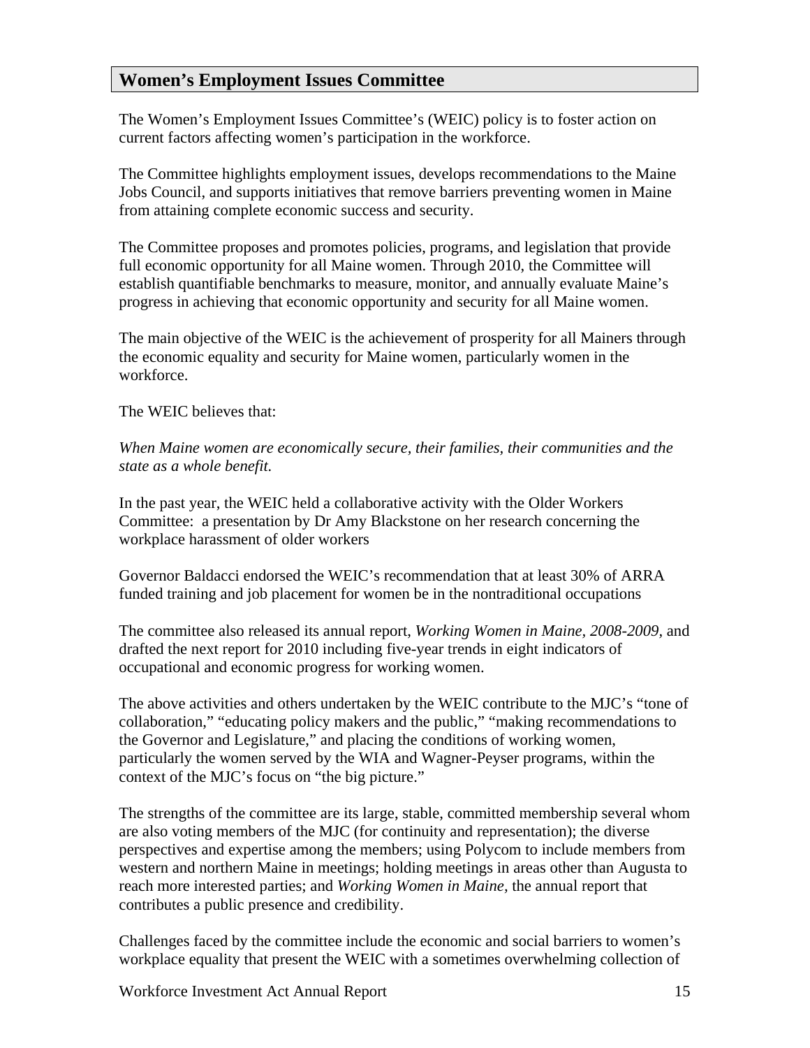## Women's Employment Issues Committee

The Women's Employment Issues Committee's (WEIC) policy is to foster action on current factors affecting women's participation in the workforce.

The Committee highlights employment issues, develops recommendations to the Maine Jobs Council, and supports initiatives that remove barriers preventing women in Maine from attaining complete economic success and security.

The Committee proposes and promotes policies, programs, and legislation that provide full economic opportunity for all Maine women. Through 2010, the Committee will establish quantifiable benchmarks to measure, monitor, and annually evaluate Maine's progress in achieving that economic opportunity and security for all Maine women.

The main objective of the WEIC is the achievement of prosperity for all Mainers through the economic equality and security for Maine women, particularly women in the workforce.

The WEIC believes that:

*When Maine women are economically secure, their families, their communities and the state as a whole benefit.*

In the past year, the WEIC held a collaborative activity with the Older Workers Committee: a presentation by Dr Amy Blackstone on her research concerning the workplace harassment of older workers

Governor Baldacci endorsed the WEIC's recommendation that at least 30% of ARRA funded training and job placement for women be in the nontraditional occupations

The committee also released its annual report, *Working Women in Maine, 2008-2009*, and drafted the next report for 2010 including five-year trends in eight indicators of occupational and economic progress for working women.

The above activities and others undertaken by the WEIC contribute to the MJC's "tone of collaboration," "educating policy makers and the public," "making recommendations to the Governor and Legislature," and placing the conditions of working women, particularly the women served by the WIA and Wagner-Peyser programs, within the context of the MJC's focus on "the big picture."

The strengths of the committee are its large, stable, committed membership several whom are also voting members of the MJC (for continuity and representation); the diverse perspectives and expertise among the members; using Polycom to include members from western and northern Maine in meetings; holding meetings in areas other than Augusta to reach more interested parties; and *Working Women in Maine*, the annual report that contributes a public presence and credibility.

Challenges faced by the committee include the economic and social barriers to women's workplace equality that present the WEIC with a sometimes overwhelming collection of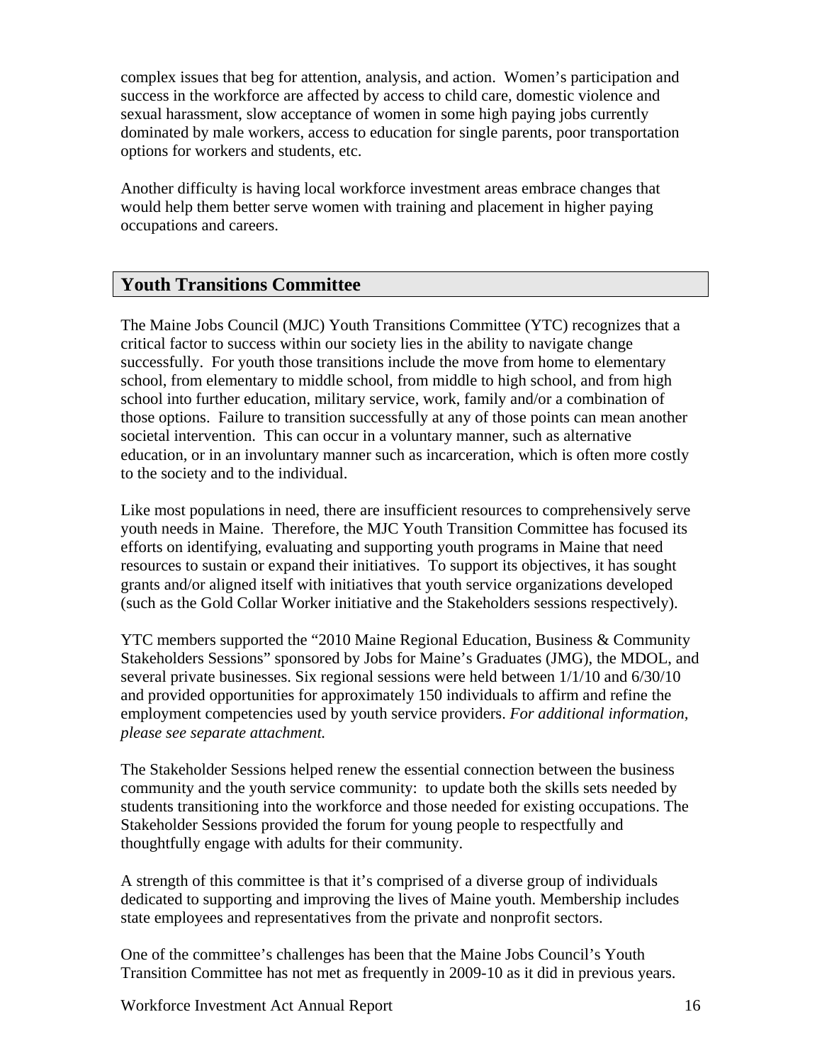complex issues that beg for attention, analysis, and action. Women's participation and success in the workforce are affected by access to child care, domestic violence and sexual harassment, slow acceptance of women in some high paying jobs currently dominated by male workers, access to education for single parents, poor transportation options for workers and students, etc.

Another difficulty is having local workforce investment areas embrace changes that would help them better serve women with training and placement in higher paying occupations and careers.

## Youth Transitions Committee

The Maine Jobs Council (MJC) Youth Transitions Committee (YTC) recognizes that a critical factor to success within our society lies in the ability to navigate change successfully. For youth those transitions include the move from home to elementary school, from elementary to middle school, from middle to high school, and from high school into further education, military service, work, family and/or a combination of those options. Failure to transition successfully at any of those points can mean another societal intervention. This can occur in a voluntary manner, such as alternative education, or in an involuntary manner such as incarceration, which is often more costly to the society and to the individual.

Like most populations in need, there are insufficient resources to comprehensively serve youth needs in Maine. Therefore, the MJC Youth Transition Committee has focused its efforts on identifying, evaluating and supporting youth programs in Maine that need resources to sustain or expand their initiatives. To support its objectives, it has sought grants and/or aligned itself with initiatives that youth service organizations developed (such as the Gold Collar Worker initiative and the Stakeholders sessions respectively).

YTC members supported the "2010 Maine Regional Education, Business & Community Stakeholders Sessions" sponsored by Jobs for Maine's Graduates (JMG), the MDOL, and several private businesses. Six regional sessions were held between 1/1/10 and 6/30/10 and provided opportunities for approximately 150 individuals to affirm and refine the employment competencies used by youth service providers. *For additional information, please see separate attachment.*

The Stakeholder Sessions helped renew the essential connection between the business community and the youth service community: to update both the skills sets needed by students transitioning into the workforce and those needed for existing occupations. The Stakeholder Sessions provided the forum for young people to respectfully and thoughtfully engage with adults for their community.

A strength of this committee is that it's comprised of a diverse group of individuals dedicated to supporting and improving the lives of Maine youth. Membership includes state employees and representatives from the private and nonprofit sectors.

One of the committee's challenges has been that the Maine Jobs Council's Youth Transition Committee has not met as frequently in 2009-10 as it did in previous years.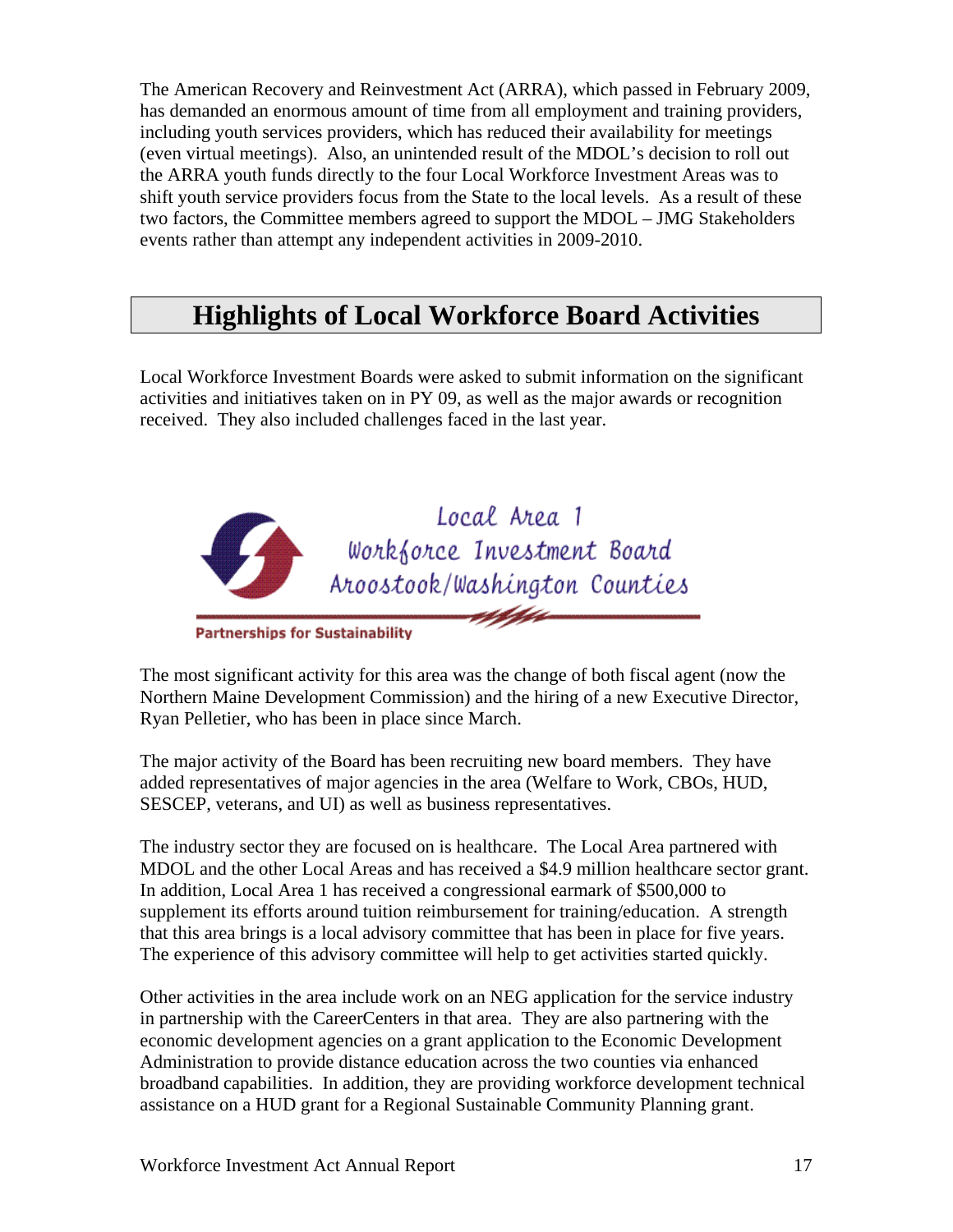The American Recovery and Reinvestment Act (ARRA), which passed in February 2009, has demanded an enormous amount of time from all employment and training providers, including youth services providers, which has reduced their availability for meetings (even virtual meetings). Also, an unintended result of the MDOL's decision to roll out the ARRA youth funds directly to the four Local Workforce Investment Areas was to shift youth service providers focus from the State to the local levels. As a result of these two factors, the Committee members agreed to support the MDOL – JMG Stakeholders events rather than attempt any independent activities in 2009-2010.

# Highlights of Local Workforce Board Activities

Local Workforce Investment Boards were asked to submit information on the significant activities and initiatives taken on in PY 09, as well as the major awards or recognition received. They also included challenges faced in the last year.

Local Area 1
Workforce Investment Board
Aroostook/Washington Counties

Partnerships for Sustainability

The most significant activity for this area was the change of both fiscal agent (now the Northern Maine Development Commission) and the hiring of a new Executive Director, Ryan Pelletier, who has been in place since March.

The major activity of the Board has been recruiting new board members. They have added representatives of major agencies in the area (Welfare to Work, CBOs, HUD, SESCEP, veterans, and UI) as well as business representatives.

The industry sector they are focused on is healthcare. The Local Area partnered with MDOL and the other Local Areas and has received a $4.9 million healthcare sector grant. In addition, Local Area 1 has received a congressional earmark of $500,000 to supplement its efforts around tuition reimbursement for training/education. A strength that this area brings is a local advisory committee that has been in place for five years. The experience of this advisory committee will help to get activities started quickly.

Other activities in the area include work on an NEG application for the service industry in partnership with the CareerCenters in that area. They are also partnering with the economic development agencies on a grant application to the Economic Development Administration to provide distance education across the two counties via enhanced broadband capabilities. In addition, they are providing workforce development technical assistance on a HUD grant for a Regional Sustainable Community Planning grant.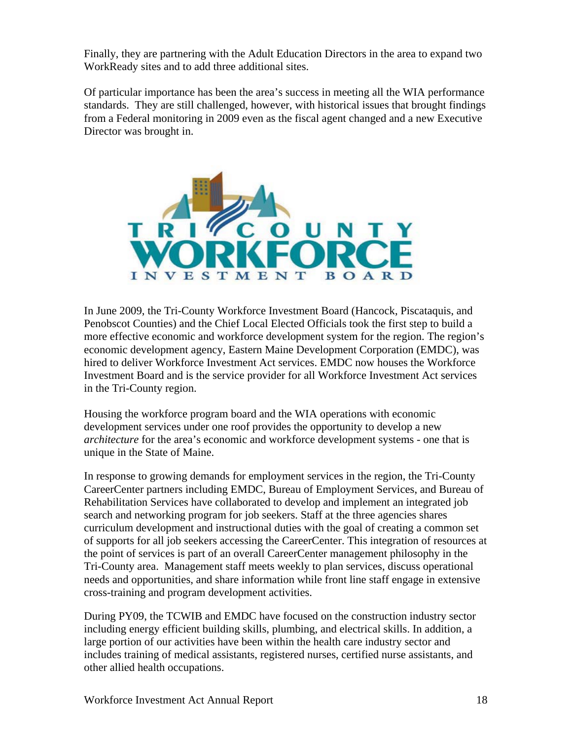Finally, they are partnering with the Adult Education Directors in the area to expand two WorkReady sites and to add three additional sites.

Of particular importance has been the area's success in meeting all the WIA performance standards. They are still challenged, however, with historical issues that brought findings from a Federal monitoring in 2009 even as the fiscal agent changed and a new Executive Director was brought in.

TRI COUNTY WORKFORCE INVESTMENT BOARD

In June 2009, the Tri-County Workforce Investment Board (Hancock, Piscataquis, and Penobscot Counties) and the Chief Local Elected Officials took the first step to build a more effective economic and workforce development system for the region. The region's economic development agency, Eastern Maine Development Corporation (EMDC), was hired to deliver Workforce Investment Act services. EMDC now houses the Workforce Investment Board and is the service provider for all Workforce Investment Act services in the Tri-County region.

Housing the workforce program board and the WIA operations with economic development services under one roof provides the opportunity to develop a new *architecture* for the area's economic and workforce development systems - one that is unique in the State of Maine.

In response to growing demands for employment services in the region, the Tri-County CareerCenter partners including EMDC, Bureau of Employment Services, and Bureau of Rehabilitation Services have collaborated to develop and implement an integrated job search and networking program for job seekers. Staff at the three agencies shares curriculum development and instructional duties with the goal of creating a common set of supports for all job seekers accessing the CareerCenter. This integration of resources at the point of services is part of an overall CareerCenter management philosophy in the Tri-County area. Management staff meets weekly to plan services, discuss operational needs and opportunities, and share information while front line staff engage in extensive cross-training and program development activities.

During PY09, the TCWIB and EMDC have focused on the construction industry sector including energy efficient building skills, plumbing, and electrical skills. In addition, a large portion of our activities have been within the health care industry sector and includes training of medical assistants, registered nurses, certified nurse assistants, and other allied health occupations.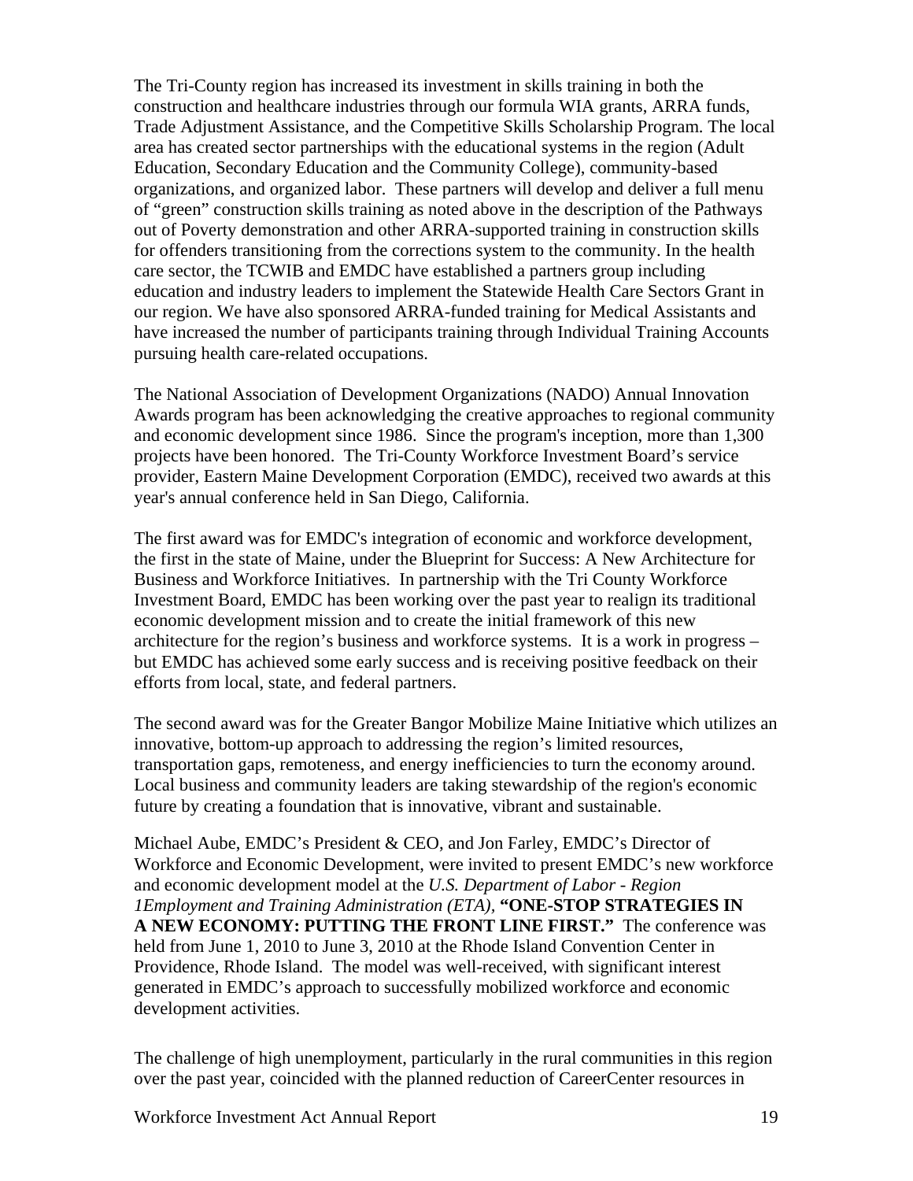The Tri-County region has increased its investment in skills training in both the construction and healthcare industries through our formula WIA grants, ARRA funds, Trade Adjustment Assistance, and the Competitive Skills Scholarship Program. The local area has created sector partnerships with the educational systems in the region (Adult Education, Secondary Education and the Community College), community-based organizations, and organized labor. These partners will develop and deliver a full menu of "green" construction skills training as noted above in the description of the Pathways out of Poverty demonstration and other ARRA-supported training in construction skills for offenders transitioning from the corrections system to the community. In the health care sector, the TCWIB and EMDC have established a partners group including education and industry leaders to implement the Statewide Health Care Sectors Grant in our region. We have also sponsored ARRA-funded training for Medical Assistants and have increased the number of participants training through Individual Training Accounts pursuing health care-related occupations.

The National Association of Development Organizations (NADO) Annual Innovation Awards program has been acknowledging the creative approaches to regional community and economic development since 1986. Since the program's inception, more than 1,300 projects have been honored. The Tri-County Workforce Investment Board's service provider, Eastern Maine Development Corporation (EMDC), received two awards at this year's annual conference held in San Diego, California.

The first award was for EMDC's integration of economic and workforce development, the first in the state of Maine, under the Blueprint for Success: A New Architecture for Business and Workforce Initiatives. In partnership with the Tri County Workforce Investment Board, EMDC has been working over the past year to realign its traditional economic development mission and to create the initial framework of this new architecture for the region's business and workforce systems. It is a work in progress – but EMDC has achieved some early success and is receiving positive feedback on their efforts from local, state, and federal partners.

The second award was for the Greater Bangor Mobilize Maine Initiative which utilizes an innovative, bottom-up approach to addressing the region's limited resources, transportation gaps, remoteness, and energy inefficiencies to turn the economy around. Local business and community leaders are taking stewardship of the region's economic future by creating a foundation that is innovative, vibrant and sustainable.

Michael Aube, EMDC's President & CEO, and Jon Farley, EMDC's Director of Workforce and Economic Development, were invited to present EMDC's new workforce and economic development model at the *U.S. Department of Labor - Region 1Employment and Training Administration (ETA),* **"ONE-STOP STRATEGIES IN A NEW ECONOMY: PUTTING THE FRONT LINE FIRST."** The conference was held from June 1, 2010 to June 3, 2010 at the Rhode Island Convention Center in Providence, Rhode Island. The model was well-received, with significant interest generated in EMDC's approach to successfully mobilized workforce and economic development activities.

The challenge of high unemployment, particularly in the rural communities in this region over the past year, coincided with the planned reduction of CareerCenter resources in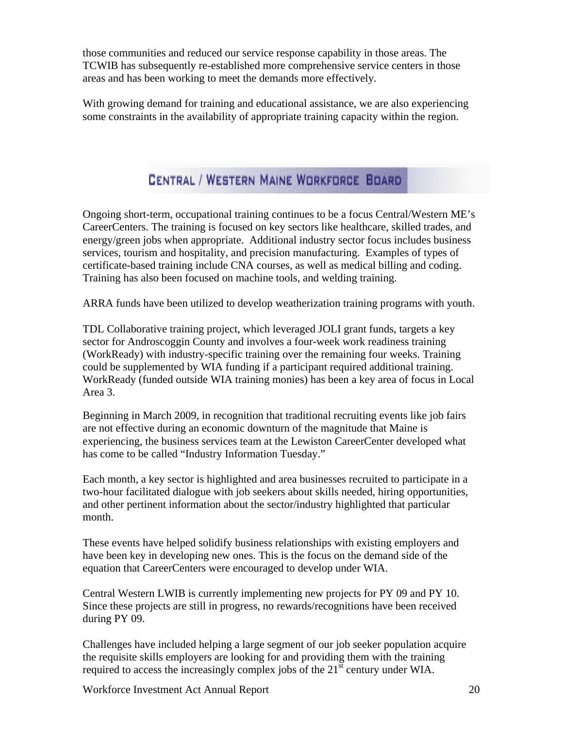those communities and reduced our service response capability in those areas. The TCWIB has subsequently re-established more comprehensive service centers in those areas and has been working to meet the demands more effectively.

With growing demand for training and educational assistance, we are also experiencing some constraints in the availability of appropriate training capacity within the region.

## Central / Western Maine Workforce Board

Ongoing short-term, occupational training continues to be a focus Central/Western ME's CareerCenters. The training is focused on key sectors like healthcare, skilled trades, and energy/green jobs when appropriate. Additional industry sector focus includes business services, tourism and hospitality, and precision manufacturing. Examples of types of certificate-based training include CNA courses, as well as medical billing and coding. Training has also been focused on machine tools, and welding training.

ARRA funds have been utilized to develop weatherization training programs with youth.

TDL Collaborative training project, which leveraged JOLI grant funds, targets a key sector for Androscoggin County and involves a four-week work readiness training (WorkReady) with industry-specific training over the remaining four weeks. Training could be supplemented by WIA funding if a participant required additional training. WorkReady (funded outside WIA training monies) has been a key area of focus in Local Area 3.

Beginning in March 2009, in recognition that traditional recruiting events like job fairs are not effective during an economic downturn of the magnitude that Maine is experiencing, the business services team at the Lewiston CareerCenter developed what has come to be called "Industry Information Tuesday."

Each month, a key sector is highlighted and area businesses recruited to participate in a two-hour facilitated dialogue with job seekers about skills needed, hiring opportunities, and other pertinent information about the sector/industry highlighted that particular month.

These events have helped solidify business relationships with existing employers and have been key in developing new ones. This is the focus on the demand side of the equation that CareerCenters were encouraged to develop under WIA.

Central Western LWIB is currently implementing new projects for PY 09 and PY 10. Since these projects are still in progress, no rewards/recognitions have been received during PY 09.

Challenges have included helping a large segment of our job seeker population acquire the requisite skills employers are looking for and providing them with the training required to access the increasingly complex jobs of the 21st century under WIA.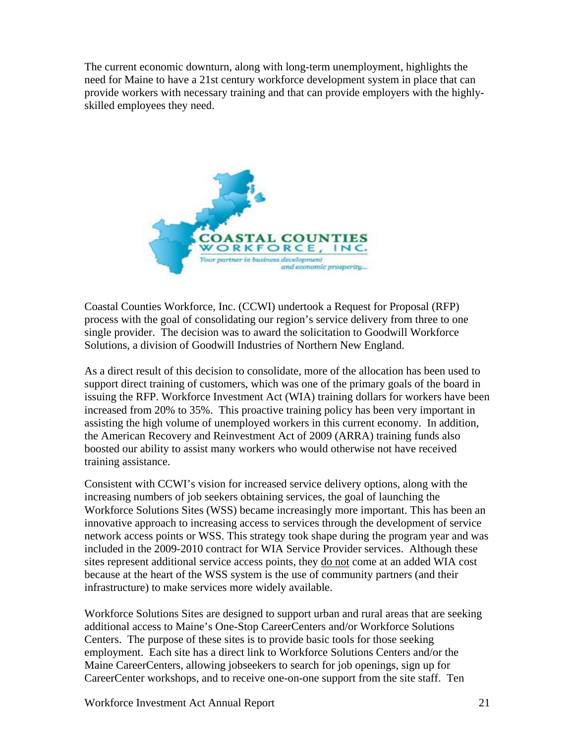The current economic downturn, along with long-term unemployment, highlights the need for Maine to have a 21st century workforce development system in place that can provide workers with necessary training and that can provide employers with the highly-skilled employees they need.

Coastal Counties Workforce, Inc. (CCWI) undertook a Request for Proposal (RFP) process with the goal of consolidating our region's service delivery from three to one single provider. The decision was to award the solicitation to Goodwill Workforce Solutions, a division of Goodwill Industries of Northern New England.

As a direct result of this decision to consolidate, more of the allocation has been used to support direct training of customers, which was one of the primary goals of the board in issuing the RFP. Workforce Investment Act (WIA) training dollars for workers have been increased from 20% to 35%. This proactive training policy has been very important in assisting the high volume of unemployed workers in this current economy. In addition, the American Recovery and Reinvestment Act of 2009 (ARRA) training funds also boosted our ability to assist many workers who would otherwise not have received training assistance.

Consistent with CCWI's vision for increased service delivery options, along with the increasing numbers of job seekers obtaining services, the goal of launching the Workforce Solutions Sites (WSS) became increasingly more important. This has been an innovative approach to increasing access to services through the development of service network access points or WSS. This strategy took shape during the program year and was included in the 2009-2010 contract for WIA Service Provider services. Although these sites represent additional service access points, they do not come at an added WIA cost because at the heart of the WSS system is the use of community partners (and their infrastructure) to make services more widely available.

Workforce Solutions Sites are designed to support urban and rural areas that are seeking additional access to Maine's One-Stop CareerCenters and/or Workforce Solutions Centers. The purpose of these sites is to provide basic tools for those seeking employment. Each site has a direct link to Workforce Solutions Centers and/or the Maine CareerCenters, allowing jobseekers to search for job openings, sign up for CareerCenter workshops, and to receive one-on-one support from the site staff. Ten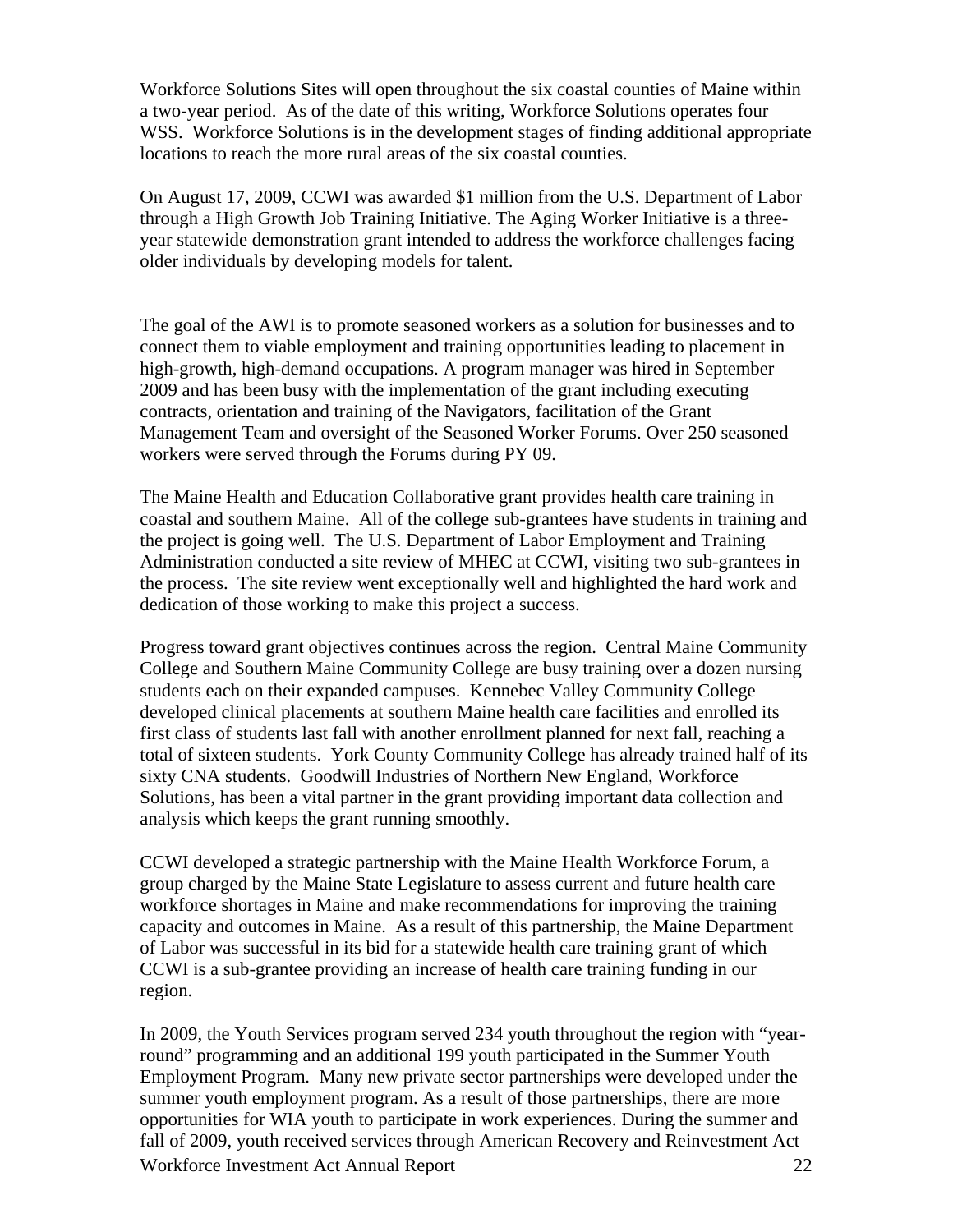Workforce Solutions Sites will open throughout the six coastal counties of Maine within a two-year period. As of the date of this writing, Workforce Solutions operates four WSS. Workforce Solutions is in the development stages of finding additional appropriate locations to reach the more rural areas of the six coastal counties.

On August 17, 2009, CCWI was awarded $1 million from the U.S. Department of Labor through a High Growth Job Training Initiative. The Aging Worker Initiative is a three-year statewide demonstration grant intended to address the workforce challenges facing older individuals by developing models for talent.

The goal of the AWI is to promote seasoned workers as a solution for businesses and to connect them to viable employment and training opportunities leading to placement in high-growth, high-demand occupations. A program manager was hired in September 2009 and has been busy with the implementation of the grant including executing contracts, orientation and training of the Navigators, facilitation of the Grant Management Team and oversight of the Seasoned Worker Forums. Over 250 seasoned workers were served through the Forums during PY 09.

The Maine Health and Education Collaborative grant provides health care training in coastal and southern Maine. All of the college sub-grantees have students in training and the project is going well. The U.S. Department of Labor Employment and Training Administration conducted a site review of MHEC at CCWI, visiting two sub-grantees in the process. The site review went exceptionally well and highlighted the hard work and dedication of those working to make this project a success.

Progress toward grant objectives continues across the region. Central Maine Community College and Southern Maine Community College are busy training over a dozen nursing students each on their expanded campuses. Kennebec Valley Community College developed clinical placements at southern Maine health care facilities and enrolled its first class of students last fall with another enrollment planned for next fall, reaching a total of sixteen students. York County Community College has already trained half of its sixty CNA students. Goodwill Industries of Northern New England, Workforce Solutions, has been a vital partner in the grant providing important data collection and analysis which keeps the grant running smoothly.

CCWI developed a strategic partnership with the Maine Health Workforce Forum, a group charged by the Maine State Legislature to assess current and future health care workforce shortages in Maine and make recommendations for improving the training capacity and outcomes in Maine. As a result of this partnership, the Maine Department of Labor was successful in its bid for a statewide health care training grant of which CCWI is a sub-grantee providing an increase of health care training funding in our region.

In 2009, the Youth Services program served 234 youth throughout the region with "year-round" programming and an additional 199 youth participated in the Summer Youth Employment Program. Many new private sector partnerships were developed under the summer youth employment program. As a result of those partnerships, there are more opportunities for WIA youth to participate in work experiences. During the summer and fall of 2009, youth received services through American Recovery and Reinvestment Act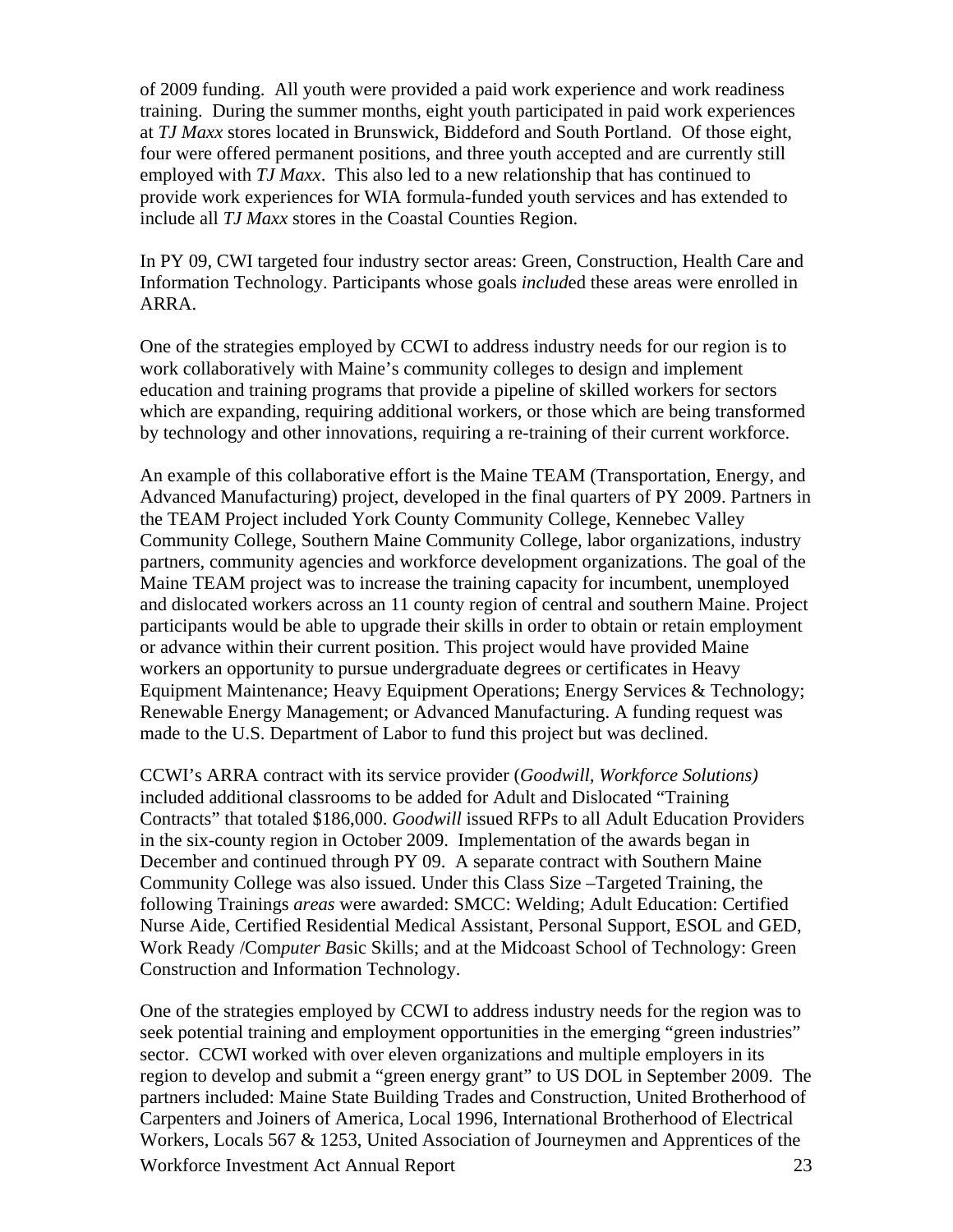of 2009 funding. All youth were provided a paid work experience and work readiness training. During the summer months, eight youth participated in paid work experiences at *TJ Maxx* stores located in Brunswick, Biddeford and South Portland. Of those eight, four were offered permanent positions, and three youth accepted and are currently still employed with *TJ Maxx*. This also led to a new relationship that has continued to provide work experiences for WIA formula-funded youth services and has extended to include all *TJ Maxx* stores in the Coastal Counties Region.

In PY 09, CWI targeted four industry sector areas: Green, Construction, Health Care and Information Technology. Participants whose goals *includ*ed these areas were enrolled in ARRA.

One of the strategies employed by CCWI to address industry needs for our region is to work collaboratively with Maine's community colleges to design and implement education and training programs that provide a pipeline of skilled workers for sectors which are expanding, requiring additional workers, or those which are being transformed by technology and other innovations, requiring a re-training of their current workforce.

An example of this collaborative effort is the Maine TEAM (Transportation, Energy, and Advanced Manufacturing) project, developed in the final quarters of PY 2009. Partners in the TEAM Project included York County Community College, Kennebec Valley Community College, Southern Maine Community College, labor organizations, industry partners, community agencies and workforce development organizations. The goal of the Maine TEAM project was to increase the training capacity for incumbent, unemployed and dislocated workers across an 11 county region of central and southern Maine. Project participants would be able to upgrade their skills in order to obtain or retain employment or advance within their current position. This project would have provided Maine workers an opportunity to pursue undergraduate degrees or certificates in Heavy Equipment Maintenance; Heavy Equipment Operations; Energy Services & Technology; Renewable Energy Management; or Advanced Manufacturing. A funding request was made to the U.S. Department of Labor to fund this project but was declined.

CCWI's ARRA contract with its service provider (*Goodwill, Workforce Solutions)* included additional classrooms to be added for Adult and Dislocated "Training Contracts" that totaled $186,000. *Goodwill* issued RFPs to all Adult Education Providers in the six-county region in October 2009. Implementation of the awards began in December and continued through PY 09. A separate contract with Southern Maine Community College was also issued. Under this Class Size –Targeted Training, the following Trainings *areas* were awarded: SMCC: Welding; Adult Education: Certified Nurse Aide, Certified Residential Medical Assistant, Personal Support, ESOL and GED, Work Ready /Com*puter Ba*sic Skills; and at the Midcoast School of Technology: Green Construction and Information Technology.

One of the strategies employed by CCWI to address industry needs for the region was to seek potential training and employment opportunities in the emerging "green industries" sector. CCWI worked with over eleven organizations and multiple employers in its region to develop and submit a "green energy grant" to US DOL in September 2009. The partners included: Maine State Building Trades and Construction, United Brotherhood of Carpenters and Joiners of America, Local 1996, International Brotherhood of Electrical Workers, Locals 567 & 1253, United Association of Journeymen and Apprentices of the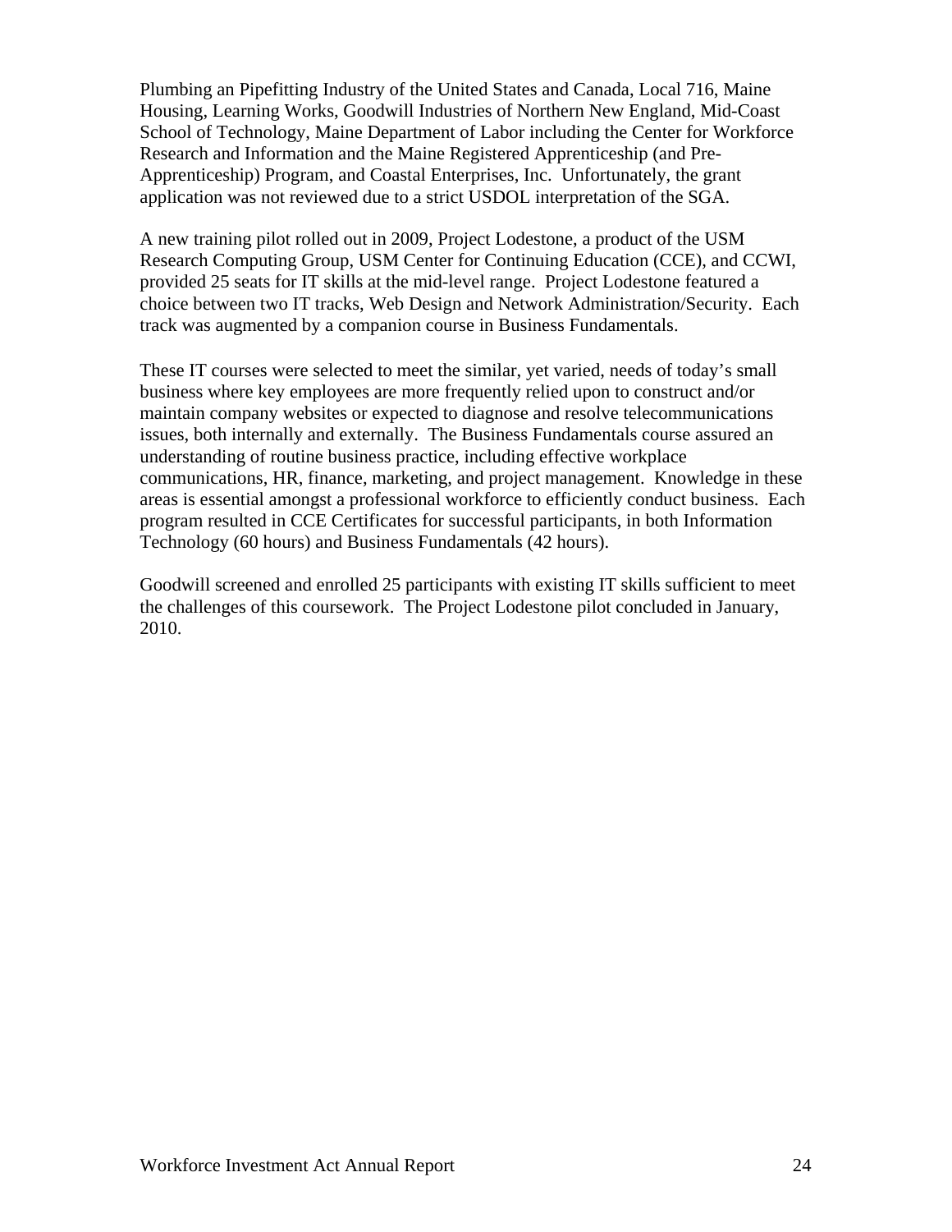Plumbing an Pipefitting Industry of the United States and Canada, Local 716, Maine Housing, Learning Works, Goodwill Industries of Northern New England, Mid-Coast School of Technology, Maine Department of Labor including the Center for Workforce Research and Information and the Maine Registered Apprenticeship (and Pre-Apprenticeship) Program, and Coastal Enterprises, Inc. Unfortunately, the grant application was not reviewed due to a strict USDOL interpretation of the SGA.

A new training pilot rolled out in 2009, Project Lodestone, a product of the USM Research Computing Group, USM Center for Continuing Education (CCE), and CCWI, provided 25 seats for IT skills at the mid-level range. Project Lodestone featured a choice between two IT tracks, Web Design and Network Administration/Security. Each track was augmented by a companion course in Business Fundamentals.

These IT courses were selected to meet the similar, yet varied, needs of today's small business where key employees are more frequently relied upon to construct and/or maintain company websites or expected to diagnose and resolve telecommunications issues, both internally and externally. The Business Fundamentals course assured an understanding of routine business practice, including effective workplace communications, HR, finance, marketing, and project management. Knowledge in these areas is essential amongst a professional workforce to efficiently conduct business. Each program resulted in CCE Certificates for successful participants, in both Information Technology (60 hours) and Business Fundamentals (42 hours).

Goodwill screened and enrolled 25 participants with existing IT skills sufficient to meet the challenges of this coursework. The Project Lodestone pilot concluded in January, 2010.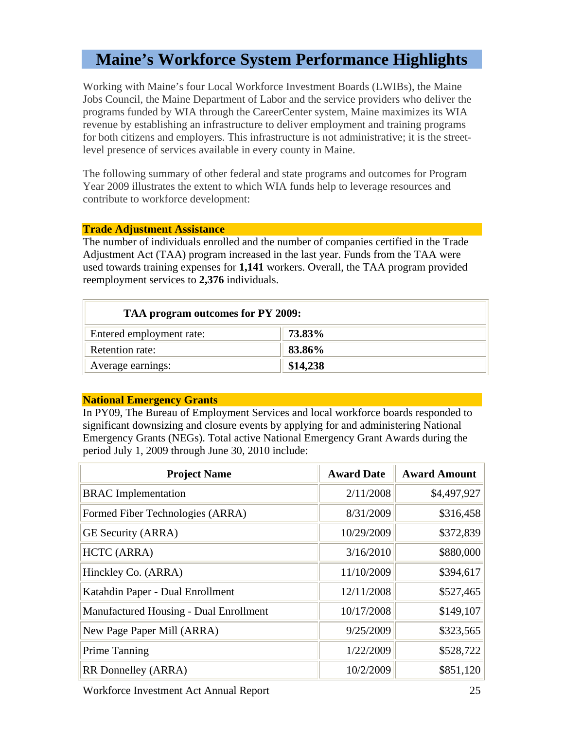# Maine's Workforce System Performance Highlights

Working with Maine's four Local Workforce Investment Boards (LWIBs), the Maine Jobs Council, the Maine Department of Labor and the service providers who deliver the programs funded by WIA through the CareerCenter system, Maine maximizes its WIA revenue by establishing an infrastructure to deliver employment and training programs for both citizens and employers. This infrastructure is not administrative; it is the street-level presence of services available in every county in Maine.

The following summary of other federal and state programs and outcomes for Program Year 2009 illustrates the extent to which WIA funds help to leverage resources and contribute to workforce development:

## Trade Adjustment Assistance

The number of individuals enrolled and the number of companies certified in the Trade Adjustment Act (TAA) program increased in the last year. Funds from the TAA were used towards training expenses for **1,141** workers. Overall, the TAA program provided reemployment services to **2,376** individuals.

| **TAA program outcomes for PY 2009:** | |
|---|---|
| Entered employment rate: | **73.83%** |
| Retention rate: | **83.86%** |
| Average earnings: | **$14,238** |

## National Emergency Grants

In PY09, The Bureau of Employment Services and local workforce boards responded to significant downsizing and closure events by applying for and administering National Emergency Grants (NEGs). Total active National Emergency Grant Awards during the period July 1, 2009 through June 30, 2010 include:

| Project Name | Award Date | Award Amount |
|---|---|---|
| BRAC Implementation | 2/11/2008 | $4,497,927 |
| Formed Fiber Technologies (ARRA) | 8/31/2009 | $316,458 |
| GE Security (ARRA) | 10/29/2009 | $372,839 |
| HCTC (ARRA) | 3/16/2010 | $880,000 |
| Hinckley Co. (ARRA) | 11/10/2009 | $394,617 |
| Katahdin Paper - Dual Enrollment | 12/11/2008 | $527,465 |
| Manufactured Housing - Dual Enrollment | 10/17/2008 | $149,107 |
| New Page Paper Mill (ARRA) | 9/25/2009 | $323,565 |
| Prime Tanning | 1/22/2009 | $528,722 |
| RR Donnelley (ARRA) | 10/2/2009 | $851,120 |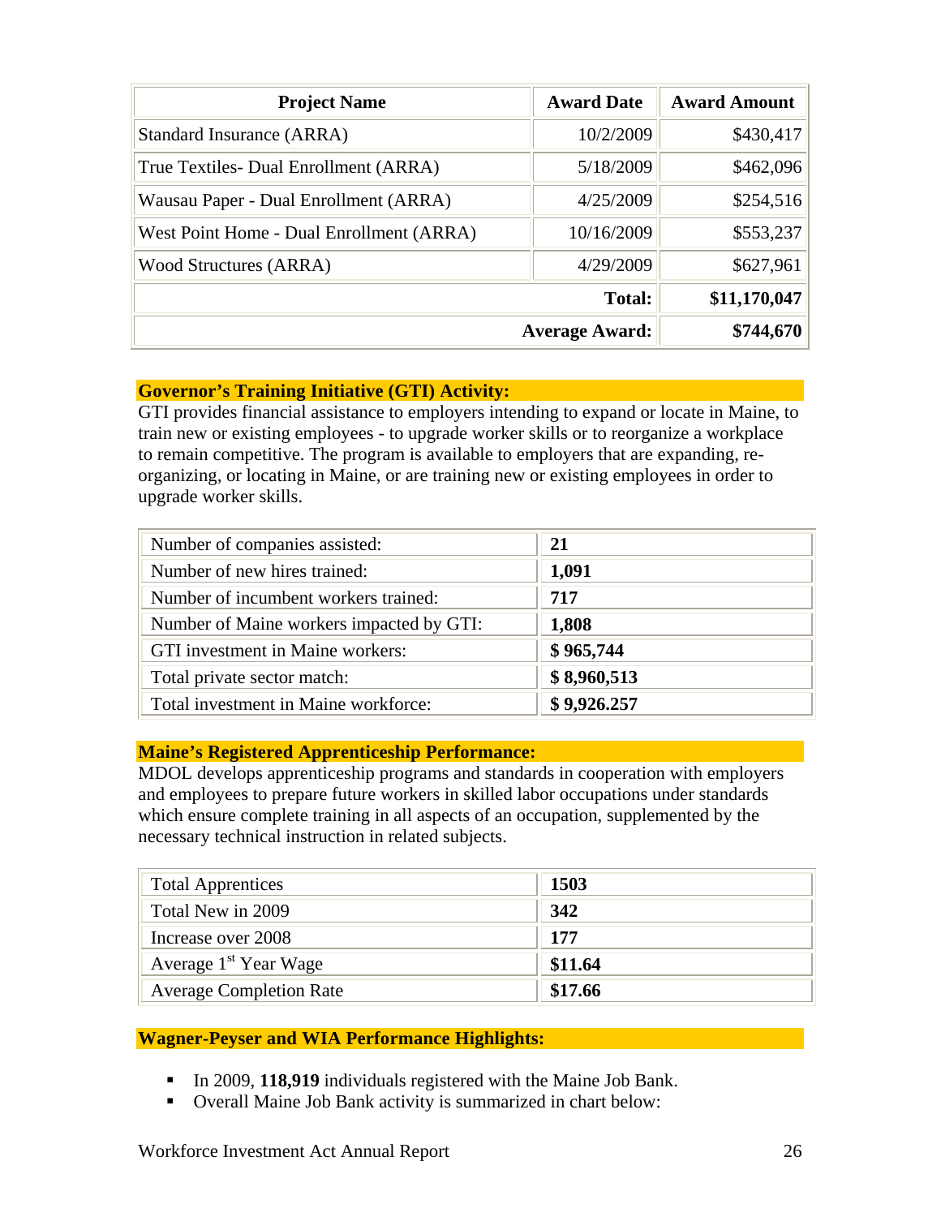| Project Name | Award Date | Award Amount |
|---|---|---|
| Standard Insurance (ARRA) | 10/2/2009 | $430,417 |
| True Textiles- Dual Enrollment (ARRA) | 5/18/2009 | $462,096 |
| Wausau Paper - Dual Enrollment (ARRA) | 4/25/2009 | $254,516 |
| West Point Home - Dual Enrollment (ARRA) | 10/16/2009 | $553,237 |
| Wood Structures (ARRA) | 4/29/2009 | $627,961 |
| | **Total:** | **$11,170,047** |
| | **Average Award:** | **$744,670** |

## Governor's Training Initiative (GTI) Activity:

GTI provides financial assistance to employers intending to expand or locate in Maine, to train new or existing employees - to upgrade worker skills or to reorganize a workplace to remain competitive. The program is available to employers that are expanding, re-organizing, or locating in Maine, or are training new or existing employees in order to upgrade worker skills.

| | |
|---|---|
| Number of companies assisted: | **21** |
| Number of new hires trained: | **1,091** |
| Number of incumbent workers trained: | **717** |
| Number of Maine workers impacted by GTI: | **1,808** |
| GTI investment in Maine workers: | **$ 965,744** |
| Total private sector match: | **$ 8,960,513** |
| Total investment in Maine workforce: | **$ 9,926.257** |

## Maine's Registered Apprenticeship Performance:

MDOL develops apprenticeship programs and standards in cooperation with employers and employees to prepare future workers in skilled labor occupations under standards which ensure complete training in all aspects of an occupation, supplemented by the necessary technical instruction in related subjects.

| | |
|---|---|
| Total Apprentices | **1503** |
| Total New in 2009 | **342** |
| Increase over 2008 | **177** |
| Average 1st Year Wage | **$11.64** |
| Average Completion Rate | **$17.66** |

## Wagner-Peyser and WIA Performance Highlights:

- In 2009, **118,919** individuals registered with the Maine Job Bank.
- Overall Maine Job Bank activity is summarized in chart below: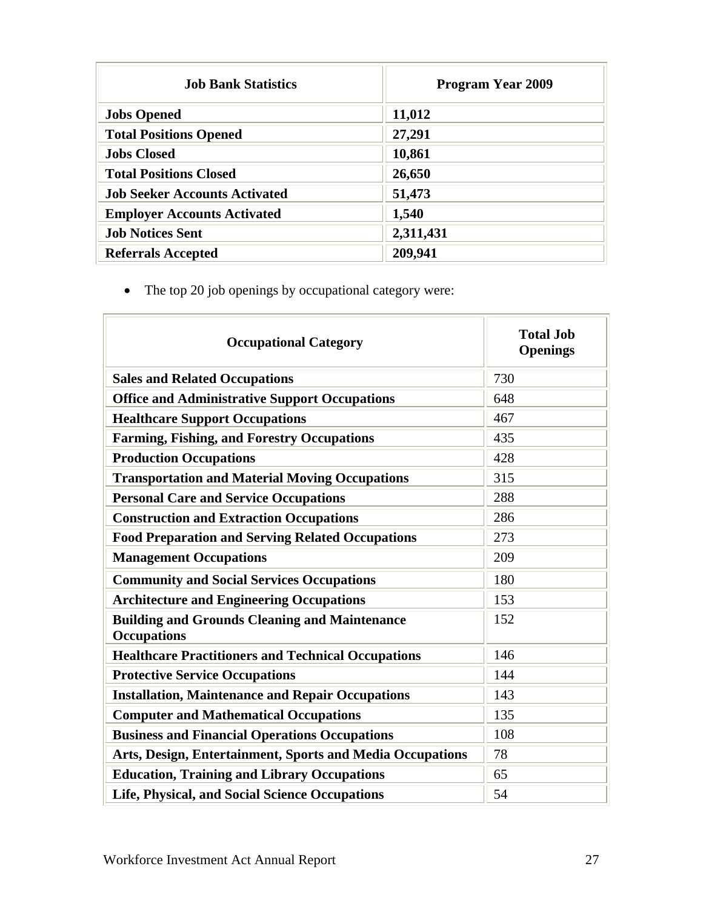| Job Bank Statistics | Program Year 2009 |
|---|---|
| **Jobs Opened** | **11,012** |
| **Total Positions Opened** | **27,291** |
| **Jobs Closed** | **10,861** |
| **Total Positions Closed** | **26,650** |
| **Job Seeker Accounts Activated** | **51,473** |
| **Employer Accounts Activated** | **1,540** |
| **Job Notices Sent** | **2,311,431** |
| **Referrals Accepted** | **209,941** |

- The top 20 job openings by occupational category were:

| Occupational Category | Total Job Openings |
|---|---|
| **Sales and Related Occupations** | 730 |
| **Office and Administrative Support Occupations** | 648 |
| **Healthcare Support Occupations** | 467 |
| **Farming, Fishing, and Forestry Occupations** | 435 |
| **Production Occupations** | 428 |
| **Transportation and Material Moving Occupations** | 315 |
| **Personal Care and Service Occupations** | 288 |
| **Construction and Extraction Occupations** | 286 |
| **Food Preparation and Serving Related Occupations** | 273 |
| **Management Occupations** | 209 |
| **Community and Social Services Occupations** | 180 |
| **Architecture and Engineering Occupations** | 153 |
| **Building and Grounds Cleaning and Maintenance Occupations** | 152 |
| **Healthcare Practitioners and Technical Occupations** | 146 |
| **Protective Service Occupations** | 144 |
| **Installation, Maintenance and Repair Occupations** | 143 |
| **Computer and Mathematical Occupations** | 135 |
| **Business and Financial Operations Occupations** | 108 |
| **Arts, Design, Entertainment, Sports and Media Occupations** | 78 |
| **Education, Training and Library Occupations** | 65 |
| **Life, Physical, and Social Science Occupations** | 54 |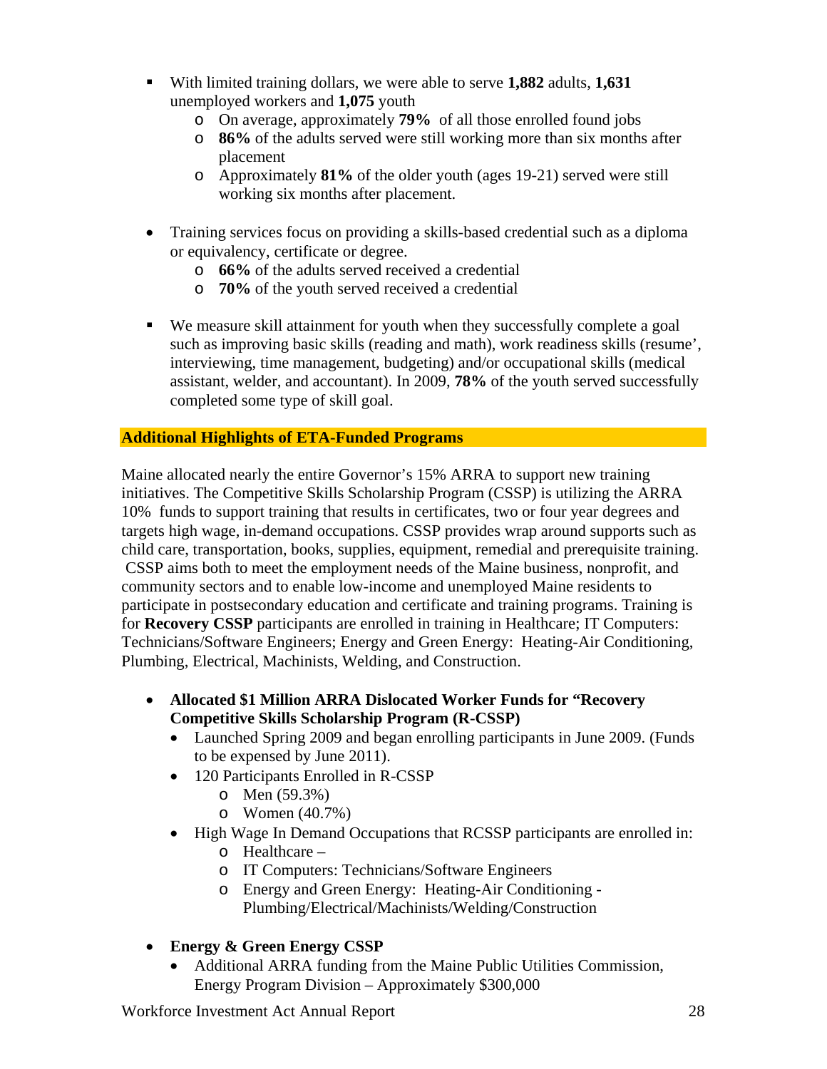- With limited training dollars, we were able to serve **1,882** adults, **1,631** unemployed workers and **1,075** youth
  - On average, approximately **79%** of all those enrolled found jobs
  - **86%** of the adults served were still working more than six months after placement
  - Approximately **81%** of the older youth (ages 19-21) served were still working six months after placement.

- Training services focus on providing a skills-based credential such as a diploma or equivalency, certificate or degree.
  - **66%** of the adults served received a credential
  - **70%** of the youth served received a credential

- We measure skill attainment for youth when they successfully complete a goal such as improving basic skills (reading and math), work readiness skills (resume', interviewing, time management, budgeting) and/or occupational skills (medical assistant, welder, and accountant). In 2009, **78%** of the youth served successfully completed some type of skill goal.

**Additional Highlights of ETA-Funded Programs**

Maine allocated nearly the entire Governor's 15% ARRA to support new training initiatives. The Competitive Skills Scholarship Program (CSSP) is utilizing the ARRA 10% funds to support training that results in certificates, two or four year degrees and targets high wage, in-demand occupations. CSSP provides wrap around supports such as child care, transportation, books, supplies, equipment, remedial and prerequisite training. CSSP aims both to meet the employment needs of the Maine business, nonprofit, and community sectors and to enable low-income and unemployed Maine residents to participate in postsecondary education and certificate and training programs. Training is for **Recovery CSSP** participants are enrolled in training in Healthcare; IT Computers: Technicians/Software Engineers; Energy and Green Energy: Heating-Air Conditioning, Plumbing, Electrical, Machinists, Welding, and Construction.

- **Allocated $1 Million ARRA Dislocated Worker Funds for "Recovery Competitive Skills Scholarship Program (R-CSSP)**
  - Launched Spring 2009 and began enrolling participants in June 2009. (Funds to be expensed by June 2011).
  - 120 Participants Enrolled in R-CSSP
    - Men (59.3%)
    - Women (40.7%)
  - High Wage In Demand Occupations that RCSSP participants are enrolled in:
    - Healthcare –
    - IT Computers: Technicians/Software Engineers
    - Energy and Green Energy: Heating-Air Conditioning - Plumbing/Electrical/Machinists/Welding/Construction

- **Energy & Green Energy CSSP**
  - Additional ARRA funding from the Maine Public Utilities Commission, Energy Program Division – Approximately $300,000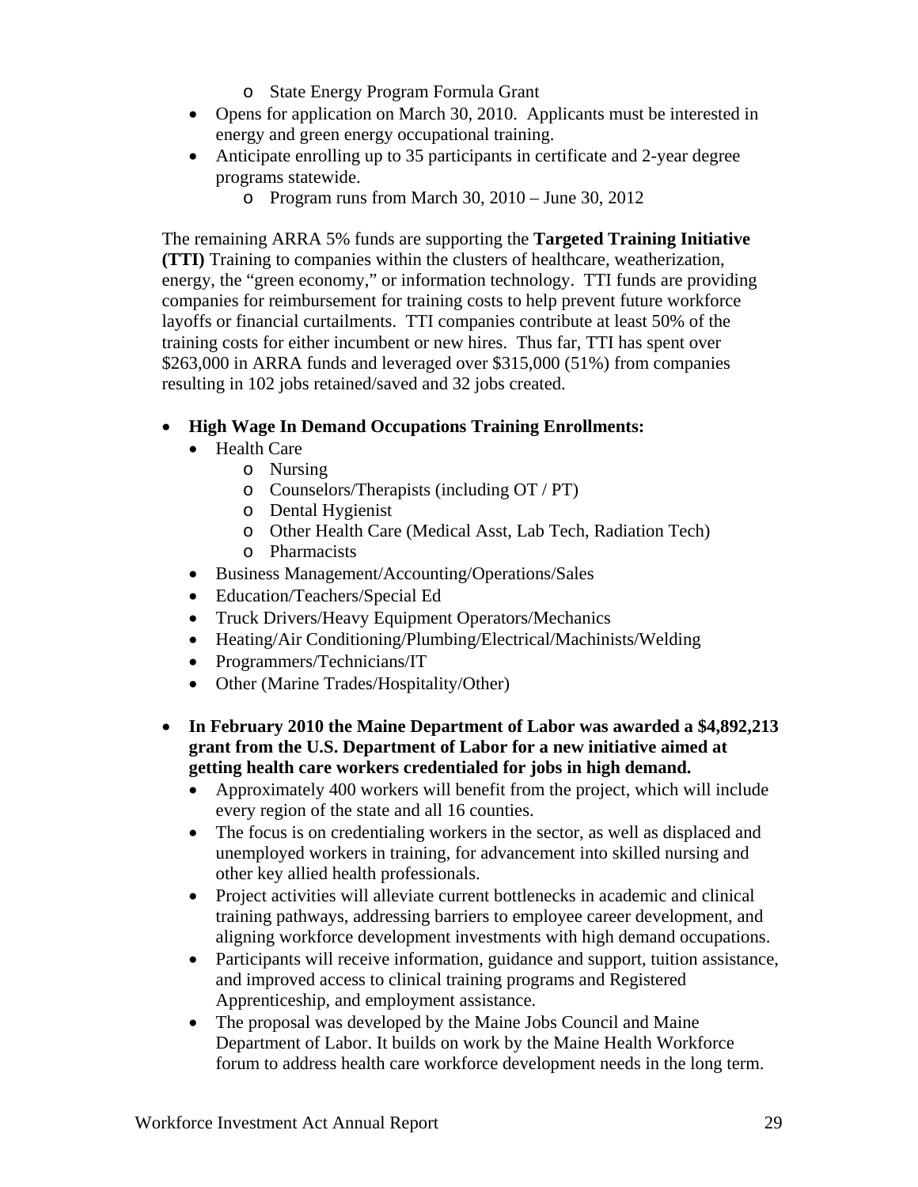- State Energy Program Formula Grant
- Opens for application on March 30, 2010. Applicants must be interested in energy and green energy occupational training.
- Anticipate enrolling up to 35 participants in certificate and 2-year degree programs statewide.
  - Program runs from March 30, 2010 – June 30, 2012

The remaining ARRA 5% funds are supporting the **Targeted Training Initiative (TTI)** Training to companies within the clusters of healthcare, weatherization, energy, the "green economy," or information technology. TTI funds are providing companies for reimbursement for training costs to help prevent future workforce layoffs or financial curtailments. TTI companies contribute at least 50% of the training costs for either incumbent or new hires. Thus far, TTI has spent over $263,000 in ARRA funds and leveraged over $315,000 (51%) from companies resulting in 102 jobs retained/saved and 32 jobs created.

- **High Wage In Demand Occupations Training Enrollments:**
  - Health Care
    - Nursing
    - Counselors/Therapists (including OT / PT)
    - Dental Hygienist
    - Other Health Care (Medical Asst, Lab Tech, Radiation Tech)
    - Pharmacists
  - Business Management/Accounting/Operations/Sales
  - Education/Teachers/Special Ed
  - Truck Drivers/Heavy Equipment Operators/Mechanics
  - Heating/Air Conditioning/Plumbing/Electrical/Machinists/Welding
  - Programmers/Technicians/IT
  - Other (Marine Trades/Hospitality/Other)

- **In February 2010 the Maine Department of Labor was awarded a $4,892,213 grant from the U.S. Department of Labor for a new initiative aimed at getting health care workers credentialed for jobs in high demand.**
  - Approximately 400 workers will benefit from the project, which will include every region of the state and all 16 counties.
  - The focus is on credentialing workers in the sector, as well as displaced and unemployed workers in training, for advancement into skilled nursing and other key allied health professionals.
  - Project activities will alleviate current bottlenecks in academic and clinical training pathways, addressing barriers to employee career development, and aligning workforce development investments with high demand occupations.
  - Participants will receive information, guidance and support, tuition assistance, and improved access to clinical training programs and Registered Apprenticeship, and employment assistance.
  - The proposal was developed by the Maine Jobs Council and Maine Department of Labor. It builds on work by the Maine Health Workforce forum to address health care workforce development needs in the long term.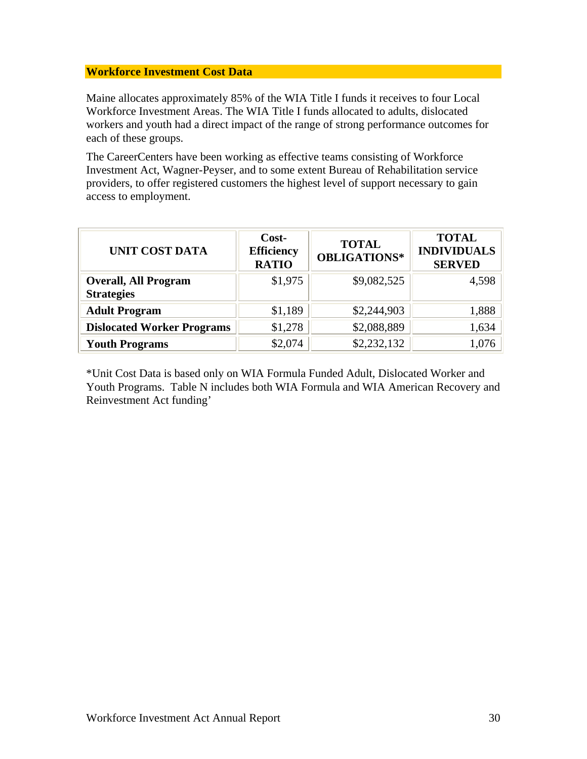## Workforce Investment Cost Data

Maine allocates approximately 85% of the WIA Title I funds it receives to four Local Workforce Investment Areas. The WIA Title I funds allocated to adults, dislocated workers and youth had a direct impact of the range of strong performance outcomes for each of these groups.

The CareerCenters have been working as effective teams consisting of Workforce Investment Act, Wagner-Peyser, and to some extent Bureau of Rehabilitation service providers, to offer registered customers the highest level of support necessary to gain access to employment.

| UNIT COST DATA | Cost-Efficiency RATIO | TOTAL OBLIGATIONS* | TOTAL INDIVIDUALS SERVED |
|---|---|---|---|
| **Overall, All Program Strategies** | $1,975 | $9,082,525 | 4,598 |
| **Adult Program** | $1,189 | $2,244,903 | 1,888 |
| **Dislocated Worker Programs** | $1,278 | $2,088,889 | 1,634 |
| **Youth Programs** | $2,074 | $2,232,132 | 1,076 |

*Unit Cost Data is based only on WIA Formula Funded Adult, Dislocated Worker and Youth Programs. Table N includes both WIA Formula and WIA American Recovery and Reinvestment Act funding'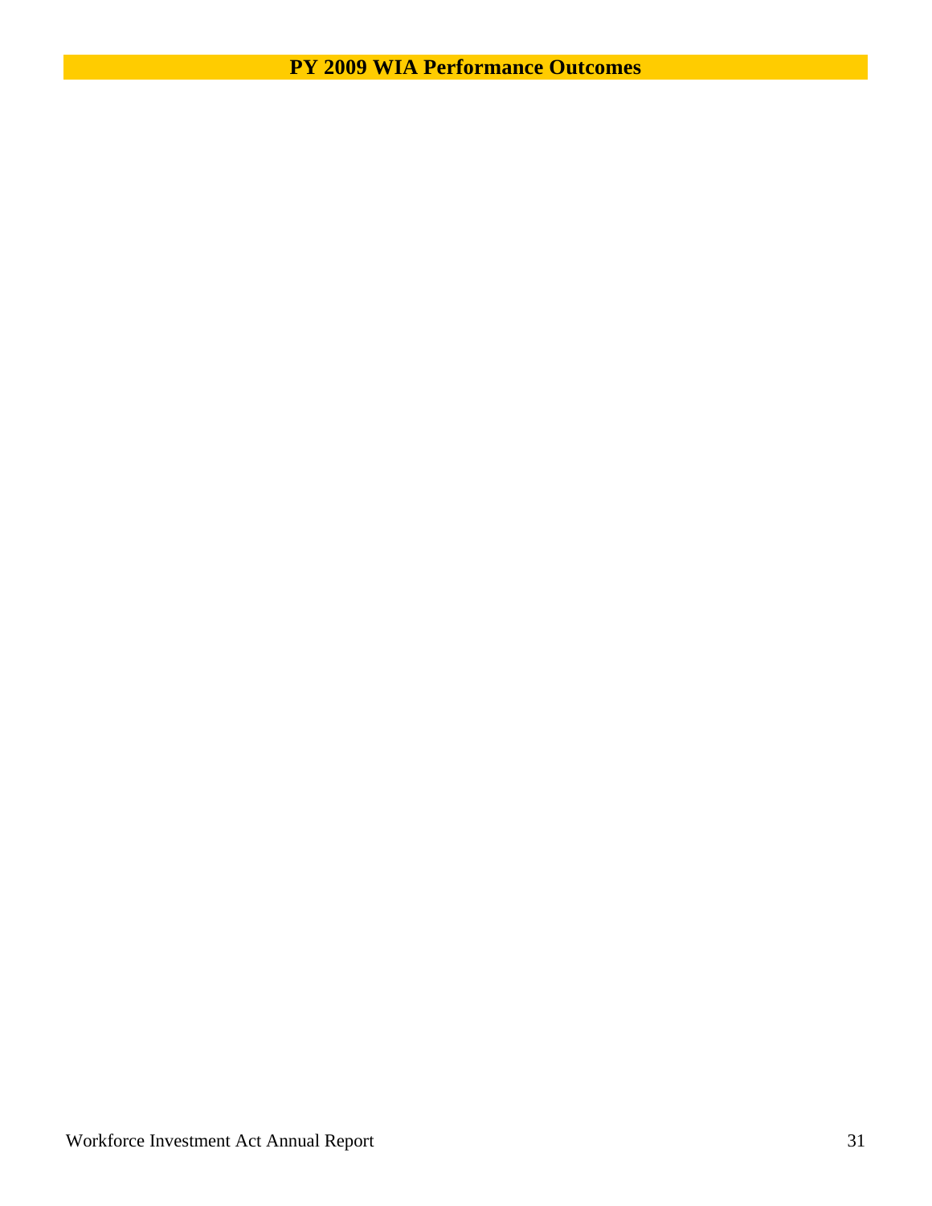# PY 2009 WIA Performance Outcomes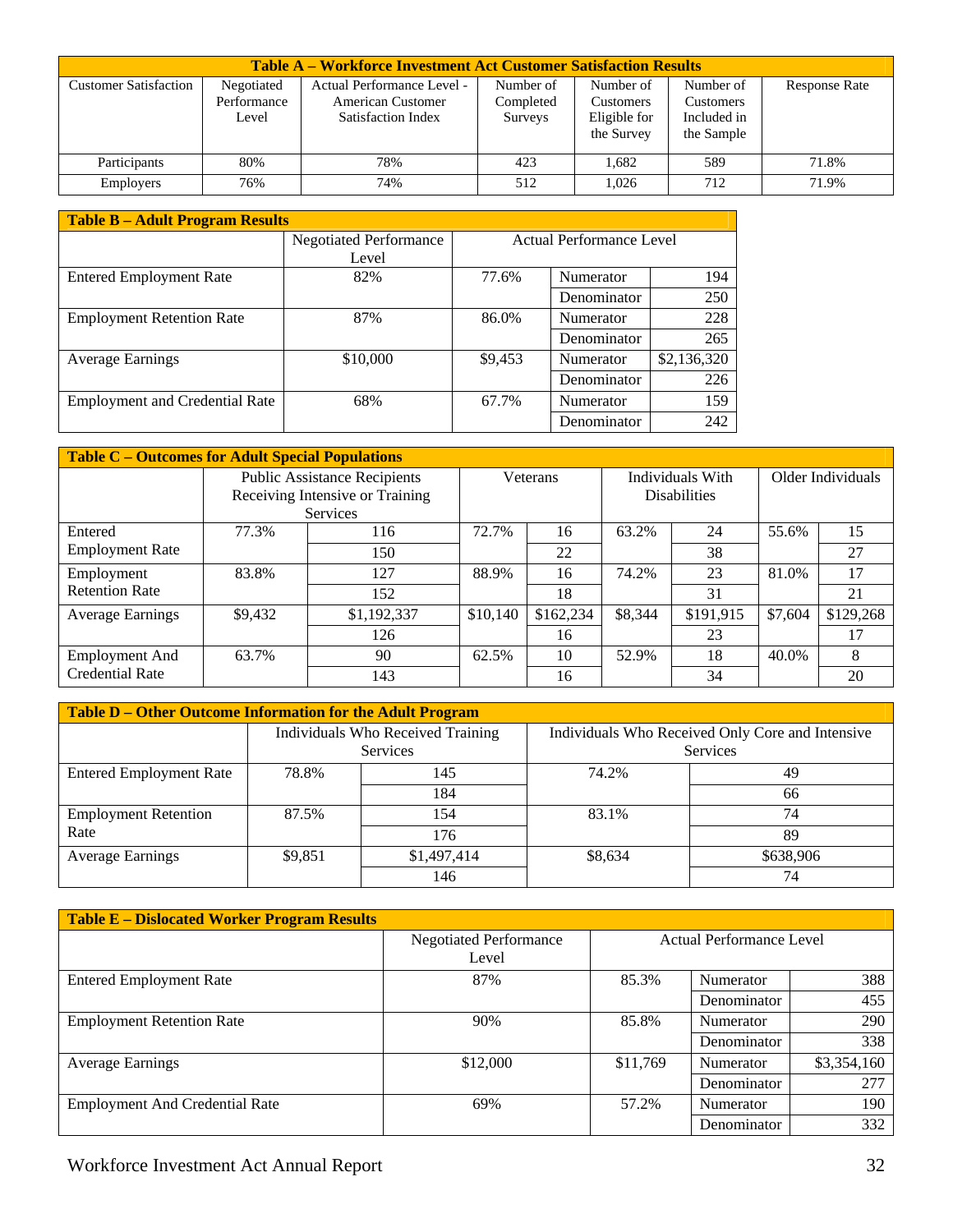| Table A – Workforce Investment Act Customer Satisfaction Results | | | | | | |
|---|---|---|---|---|---|---|
| Customer Satisfaction | Negotiated Performance Level | Actual Performance Level - American Customer Satisfaction Index | Number of Completed Surveys | Number of Customers Eligible for the Survey | Number of Customers Included in the Sample | Response Rate |
| Participants | 80% | 78% | 423 | 1,682 | 589 | 71.8% |
| Employers | 76% | 74% | 512 | 1,026 | 712 | 71.9% |

| Table B – Adult Program Results | | | | |
|---|---|---|---|---|
| | Negotiated Performance Level | Actual Performance Level | | |
| Entered Employment Rate | 82% | 77.6% | Numerator | 194 |
| | | | Denominator | 250 |
| Employment Retention Rate | 87% | 86.0% | Numerator | 228 |
| | | | Denominator | 265 |
| Average Earnings | $10,000 | $9,453 | Numerator | $2,136,320 |
| | | | Denominator | 226 |
| Employment and Credential Rate | 68% | 67.7% | Numerator | 159 |
| | | | Denominator | 242 |

| Table C – Outcomes for Adult Special Populations | | | | | | | | |
|---|---|---|---|---|---|---|---|---|
| | Public Assistance Recipients Receiving Intensive or Training Services | | Veterans | | Individuals With Disabilities | | Older Individuals | |
| Entered Employment Rate | 77.3% | 116 | 72.7% | 16 | 63.2% | 24 | 55.6% | 15 |
| | | 150 | | 22 | | 38 | | 27 |
| Employment Retention Rate | 83.8% | 127 | 88.9% | 16 | 74.2% | 23 | 81.0% | 17 |
| | | 152 | | 18 | | 31 | | 21 |
| Average Earnings | $9,432 | $1,192,337 | $10,140 | $162,234 | $8,344 | $191,915 | $7,604 | $129,268 |
| | | 126 | | 16 | | 23 | | 17 |
| Employment And Credential Rate | 63.7% | 90 | 62.5% | 10 | 52.9% | 18 | 40.0% | 8 |
| | | 143 | | 16 | | 34 | | 20 |

| Table D – Other Outcome Information for the Adult Program | | | | |
|---|---|---|---|---|
| | Individuals Who Received Training Services | | Individuals Who Received Only Core and Intensive Services | |
| Entered Employment Rate | 78.8% | 145 | 74.2% | 49 |
| | | 184 | | 66 |
| Employment Retention Rate | 87.5% | 154 | 83.1% | 74 |
| | | 176 | | 89 |
| Average Earnings | $9,851 | $1,497,414 | $8,634 | $638,906 |
| | | 146 | | 74 |

| Table E – Dislocated Worker Program Results | | | | |
|---|---|---|---|---|
| | Negotiated Performance Level | Actual Performance Level | | |
| Entered Employment Rate | 87% | 85.3% | Numerator | 388 |
| | | | Denominator | 455 |
| Employment Retention Rate | 90% | 85.8% | Numerator | 290 |
| | | | Denominator | 338 |
| Average Earnings | $12,000 | $11,769 | Numerator | $3,354,160 |
| | | | Denominator | 277 |
| Employment And Credential Rate | 69% | 57.2% | Numerator | 190 |
| | | | Denominator | 332 |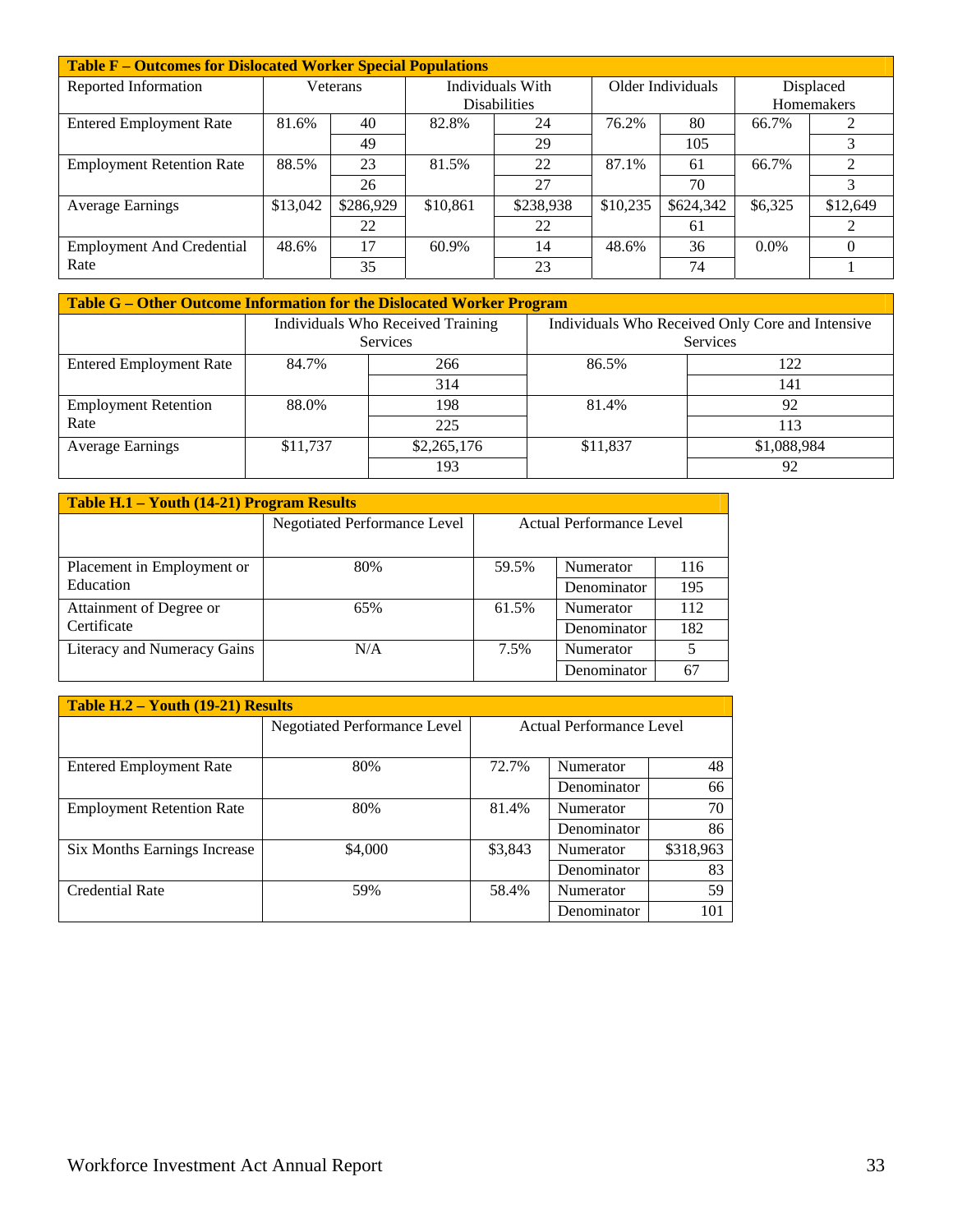| Table F – Outcomes for Dislocated Worker Special Populations | | | | | | | | |
|---|---|---|---|---|---|---|---|---|
| Reported Information | Veterans | | Individuals With Disabilities | | Older Individuals | | Displaced Homemakers | |
| Entered Employment Rate | 81.6% | 40 | 82.8% | 24 | 76.2% | 80 | 66.7% | 2 |
| | | 49 | | 29 | | 105 | | 3 |
| Employment Retention Rate | 88.5% | 23 | 81.5% | 22 | 87.1% | 61 | 66.7% | 2 |
| | | 26 | | 27 | | 70 | | 3 |
| Average Earnings | $13,042 | $286,929 | $10,861 | $238,938 | $10,235 | $624,342 | $6,325 | $12,649 |
| | | 22 | | 22 | | 61 | | 2 |
| Employment And Credential Rate | 48.6% | 17 | 60.9% | 14 | 48.6% | 36 | 0.0% | 0 |
| | | 35 | | 23 | | 74 | | 1 |

| Table G – Other Outcome Information for the Dislocated Worker Program | | | | |
|---|---|---|---|---|
| | Individuals Who Received Training Services | | Individuals Who Received Only Core and Intensive Services | |
| Entered Employment Rate | 84.7% | 266 | 86.5% | 122 |
| | | 314 | | 141 |
| Employment Retention Rate | 88.0% | 198 | 81.4% | 92 |
| | | 225 | | 113 |
| Average Earnings | $11,737 | $2,265,176 | $11,837 | $1,088,984 |
| | | 193 | | 92 |

| Table H.1 – Youth (14-21) Program Results | | | | |
|---|---|---|---|---|
| | Negotiated Performance Level | Actual Performance Level | | |
| Placement in Employment or Education | 80% | 59.5% | Numerator | 116 |
| | | | Denominator | 195 |
| Attainment of Degree or Certificate | 65% | 61.5% | Numerator | 112 |
| | | | Denominator | 182 |
| Literacy and Numeracy Gains | N/A | 7.5% | Numerator | 5 |
| | | | Denominator | 67 |

| Table H.2 – Youth (19-21) Results | | | | |
|---|---|---|---|---|
| | Negotiated Performance Level | Actual Performance Level | | |
| Entered Employment Rate | 80% | 72.7% | Numerator | 48 |
| | | | Denominator | 66 |
| Employment Retention Rate | 80% | 81.4% | Numerator | 70 |
| | | | Denominator | 86 |
| Six Months Earnings Increase | $4,000 | $3,843 | Numerator | $318,963 |
| | | | Denominator | 83 |
| Credential Rate | 59% | 58.4% | Numerator | 59 |
| | | | Denominator | 101 |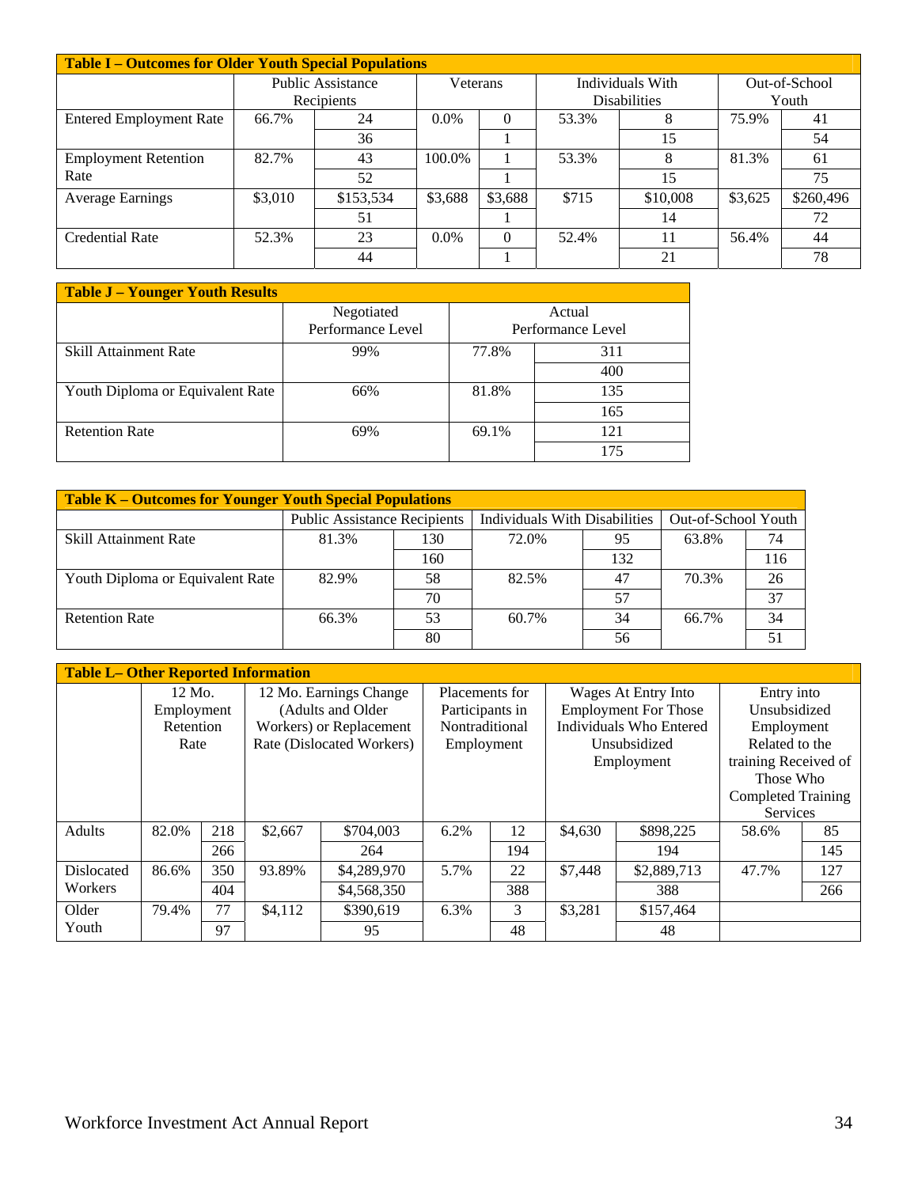## Table I – Outcomes for Older Youth Special Populations

| | Public Assistance Recipients | | Veterans | | Individuals With Disabilities | | Out-of-School Youth | |
|---|---|---|---|---|---|---|---|---|
| Entered Employment Rate | 66.7% | 24 | 0.0% | 0 | 53.3% | 8 | 75.9% | 41 |
| | | 36 | | 1 | | 15 | | 54 |
| Employment Retention Rate | 82.7% | 43 | 100.0% | 1 | 53.3% | 8 | 81.3% | 61 |
| | | 52 | | 1 | | 15 | | 75 |
| Average Earnings | $3,010 | $153,534 | $3,688 | $3,688 | $715 | $10,008 | $3,625 | $260,496 |
| | | 51 | | 1 | | 14 | | 72 |
| Credential Rate | 52.3% | 23 | 0.0% | 0 | 52.4% | 11 | 56.4% | 44 |
| | | 44 | | 1 | | 21 | | 78 |

## Table J – Younger Youth Results

| | Negotiated Performance Level | Actual Performance Level | |
|---|---|---|---|
| Skill Attainment Rate | 99% | 77.8% | 311 |
| | | | 400 |
| Youth Diploma or Equivalent Rate | 66% | 81.8% | 135 |
| | | | 165 |
| Retention Rate | 69% | 69.1% | 121 |
| | | | 175 |

## Table K – Outcomes for Younger Youth Special Populations

| | Public Assistance Recipients | | Individuals With Disabilities | | Out-of-School Youth | |
|---|---|---|---|---|---|---|
| Skill Attainment Rate | 81.3% | 130 | 72.0% | 95 | 63.8% | 74 |
| | | 160 | | 132 | | 116 |
| Youth Diploma or Equivalent Rate | 82.9% | 58 | 82.5% | 47 | 70.3% | 26 |
| | | 70 | | 57 | | 37 |
| Retention Rate | 66.3% | 53 | 60.7% | 34 | 66.7% | 34 |
| | | 80 | | 56 | | 51 |

## Table L– Other Reported Information

| | 12 Mo. Employment Retention Rate | | 12 Mo. Earnings Change (Adults and Older Workers) or Replacement Rate (Dislocated Workers) | | Placements for Participants in Nontraditional Employment | | Wages At Entry Into Employment For Those Individuals Who Entered Unsubsidized Employment | | Entry into Unsubsidized Employment Related to the training Received of Those Who Completed Training Services | |
|---|---|---|---|---|---|---|---|---|---|---|
| Adults | 82.0% | 218 | $2,667 | $704,003 | 6.2% | 12 | $4,630 | $898,225 | 58.6% | 85 |
| | | 266 | | 264 | | 194 | | 194 | | 145 |
| Dislocated Workers | 86.6% | 350 | 93.89% | $4,289,970 | 5.7% | 22 | $7,448 | $2,889,713 | 47.7% | 127 |
| | | 404 | | $4,568,350 | | 388 | | 388 | | 266 |
| Older Youth | 79.4% | 77 | $4,112 | $390,619 | 6.3% | 3 | $3,281 | $157,464 | | |
| | | 97 | | 95 | | 48 | | 48 | | |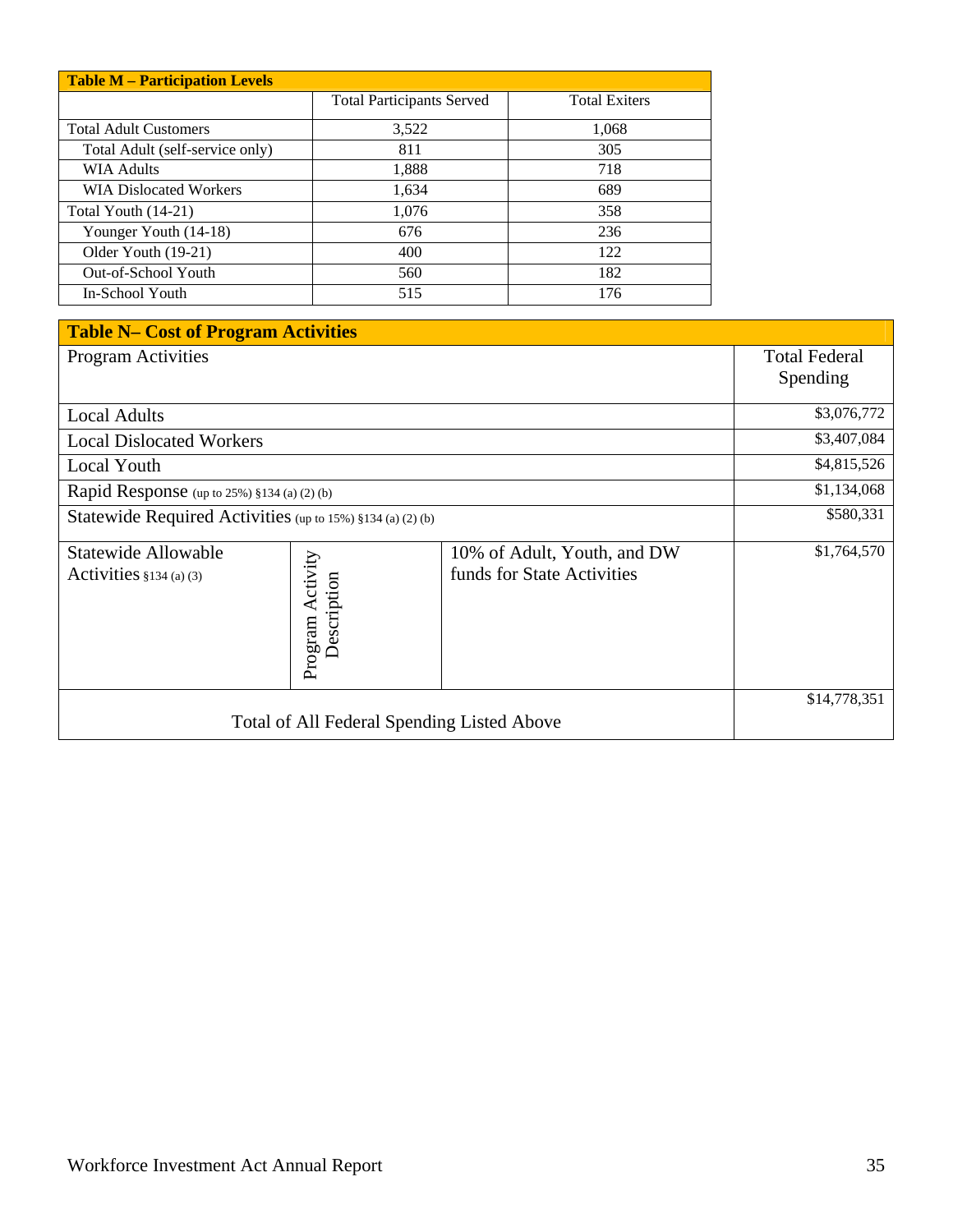| Table M – Participation Levels | | |
|---|---|---|
| | Total Participants Served | Total Exiters |
| Total Adult Customers | 3,522 | 1,068 |
| Total Adult (self-service only) | 811 | 305 |
| WIA Adults | 1,888 | 718 |
| WIA Dislocated Workers | 1,634 | 689 |
| Total Youth (14-21) | 1,076 | 358 |
| Younger Youth (14-18) | 676 | 236 |
| Older Youth (19-21) | 400 | 122 |
| Out-of-School Youth | 560 | 182 |
| In-School Youth | 515 | 176 |

| Table N– Cost of Program Activities | | | |
|---|---|---|---|
| Program Activities | | | Total Federal Spending |
| Local Adults | | | $3,076,772 |
| Local Dislocated Workers | | | $3,407,084 |
| Local Youth | | | $4,815,526 |
| Rapid Response (up to 25%) §134 (a) (2) (b) | | | $1,134,068 |
| Statewide Required Activities (up to 15%) §134 (a) (2) (b) | | | $580,331 |
| Statewide Allowable Activities §134 (a) (3) | Program Activity Description | 10% of Adult, Youth, and DW funds for State Activities | $1,764,570 |
| Total of All Federal Spending Listed Above | | | $14,778,351 |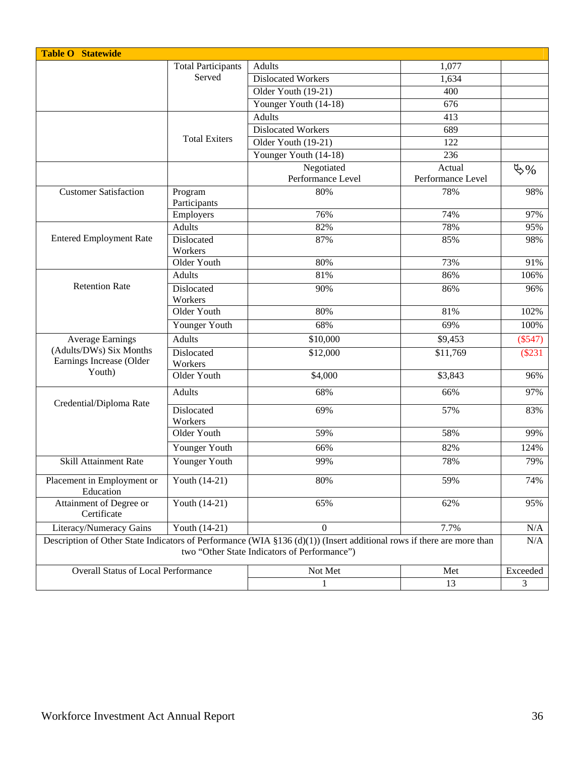| Table O Statewide | | | | |
|---|---|---|---|---|
| | Total Participants Served | Adults | 1,077 | |
| | | Dislocated Workers | 1,634 | |
| | | Older Youth (19-21) | 400 | |
| | | Younger Youth (14-18) | 676 | |
| | Total Exiters | Adults | 413 | |
| | | Dislocated Workers | 689 | |
| | | Older Youth (19-21) | 122 | |
| | | Younger Youth (14-18) | 236 | |
| | | Negotiated Performance Level | Actual Performance Level | ↳% |
| Customer Satisfaction | Program Participants | 80% | 78% | 98% |
| | Employers | 76% | 74% | 97% |
| Entered Employment Rate | Adults | 82% | 78% | 95% |
| | Dislocated Workers | 87% | 85% | 98% |
| | Older Youth | 80% | 73% | 91% |
| Retention Rate | Adults | 81% | 86% | 106% |
| | Dislocated Workers | 90% | 86% | 96% |
| | Older Youth | 80% | 81% | 102% |
| | Younger Youth | 68% | 69% | 100% |
| Average Earnings (Adults/DWs) Six Months Earnings Increase (Older Youth) | Adults | $10,000 | $9,453 | ($547) |
| | Dislocated Workers | $12,000 | $11,769 | ($231 |
| | Older Youth | $4,000 | $3,843 | 96% |
| Credential/Diploma Rate | Adults | 68% | 66% | 97% |
| | Dislocated Workers | 69% | 57% | 83% |
| | Older Youth | 59% | 58% | 99% |
| | Younger Youth | 66% | 82% | 124% |
| Skill Attainment Rate | Younger Youth | 99% | 78% | 79% |
| Placement in Employment or Education | Youth (14-21) | 80% | 59% | 74% |
| Attainment of Degree or Certificate | Youth (14-21) | 65% | 62% | 95% |
| Literacy/Numeracy Gains | Youth (14-21) | 0 | 7.7% | N/A |
| Description of Other State Indicators of Performance (WIA §136 (d)(1)) (Insert additional rows if there are more than two "Other State Indicators of Performance") | | | | N/A |
| Overall Status of Local Performance | | Not Met | Met | Exceeded |
| | | 1 | 13 | 3 |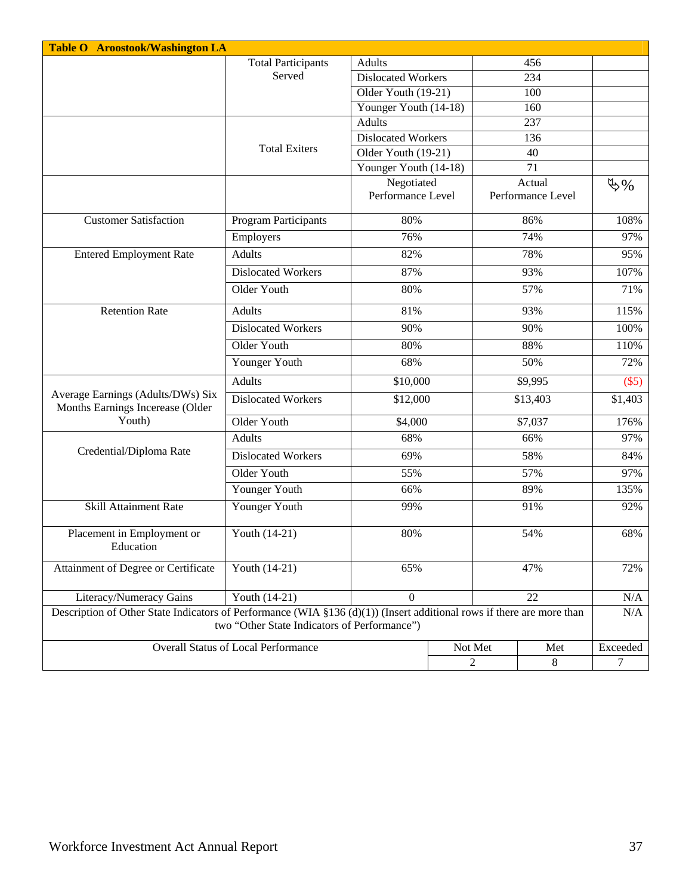| Table O Aroostook/Washington LA | | | | |
|---|---|---|---|---|
| | Total Participants Served | Adults | 456 | |
| | | Dislocated Workers | 234 | |
| | | Older Youth (19-21) | 100 | |
| | | Younger Youth (14-18) | 160 | |
| | Total Exiters | Adults | 237 | |
| | | Dislocated Workers | 136 | |
| | | Older Youth (19-21) | 40 | |
| | | Younger Youth (14-18) | 71 | |
| | | Negotiated Performance Level | Actual Performance Level | ↳% |
| Customer Satisfaction | Program Participants | 80% | 86% | 108% |
| | Employers | 76% | 74% | 97% |
| Entered Employment Rate | Adults | 82% | 78% | 95% |
| | Dislocated Workers | 87% | 93% | 107% |
| | Older Youth | 80% | 57% | 71% |
| Retention Rate | Adults | 81% | 93% | 115% |
| | Dislocated Workers | 90% | 90% | 100% |
| | Older Youth | 80% | 88% | 110% |
| | Younger Youth | 68% | 50% | 72% |
| Average Earnings (Adults/DWs) Six Months Earnings Increase (Older Youth) | Adults | $10,000 | $9,995 | ($5) |
| | Dislocated Workers | $12,000 | $13,403 | $1,403 |
| | Older Youth | $4,000 | $7,037 | 176% |
| Credential/Diploma Rate | Adults | 68% | 66% | 97% |
| | Dislocated Workers | 69% | 58% | 84% |
| | Older Youth | 55% | 57% | 97% |
| | Younger Youth | 66% | 89% | 135% |
| Skill Attainment Rate | Younger Youth | 99% | 91% | 92% |
| Placement in Employment or Education | Youth (14-21) | 80% | 54% | 68% |
| Attainment of Degree or Certificate | Youth (14-21) | 65% | 47% | 72% |
| Literacy/Numeracy Gains | Youth (14-21) | 0 | 22 | N/A |
| Description of Other State Indicators of Performance (WIA §136 (d)(1)) (Insert additional rows if there are more than two "Other State Indicators of Performance") | | | | N/A |
| Overall Status of Local Performance | | Not Met | Met | Exceeded |
| | | 2 | 8 | 7 |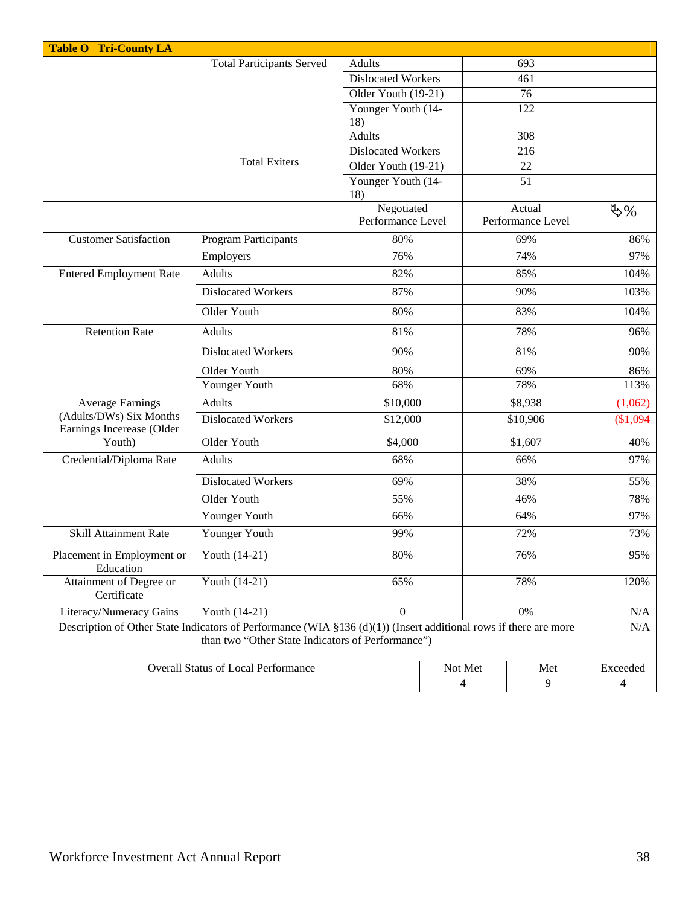| Table O Tri-County LA | | | | |
|---|---|---|---|---|
| | Total Participants Served | Adults | 693 | |
| | | Dislocated Workers | 461 | |
| | | Older Youth (19-21) | 76 | |
| | | Younger Youth (14-18) | 122 | |
| | Total Exiters | Adults | 308 | |
| | | Dislocated Workers | 216 | |
| | | Older Youth (19-21) | 22 | |
| | | Younger Youth (14-18) | 51 | |
| | | Negotiated Performance Level | Actual Performance Level | ↳% |
| Customer Satisfaction | Program Participants | 80% | 69% | 86% |
| | Employers | 76% | 74% | 97% |
| Entered Employment Rate | Adults | 82% | 85% | 104% |
| | Dislocated Workers | 87% | 90% | 103% |
| | Older Youth | 80% | 83% | 104% |
| Retention Rate | Adults | 81% | 78% | 96% |
| | Dislocated Workers | 90% | 81% | 90% |
| | Older Youth | 80% | 69% | 86% |
| | Younger Youth | 68% | 78% | 113% |
| Average Earnings (Adults/DWs) Six Months Earnings Incerease (Older Youth) | Adults | $10,000 | $8,938 | (1,062) |
| | Dislocated Workers | $12,000 | $10,906 | ($1,094 |
| | Older Youth | $4,000 | $1,607 | 40% |
| Credential/Diploma Rate | Adults | 68% | 66% | 97% |
| | Dislocated Workers | 69% | 38% | 55% |
| | Older Youth | 55% | 46% | 78% |
| | Younger Youth | 66% | 64% | 97% |
| Skill Attainment Rate | Younger Youth | 99% | 72% | 73% |
| Placement in Employment or Education | Youth (14-21) | 80% | 76% | 95% |
| Attainment of Degree or Certificate | Youth (14-21) | 65% | 78% | 120% |
| Literacy/Numeracy Gains | Youth (14-21) | 0 | 0% | N/A |
| Description of Other State Indicators of Performance (WIA §136 (d)(1)) (Insert additional rows if there are more than two "Other State Indicators of Performance") | | | | N/A |
| Overall Status of Local Performance | | Not Met | Met | Exceeded |
| | | 4 | 9 | 4 |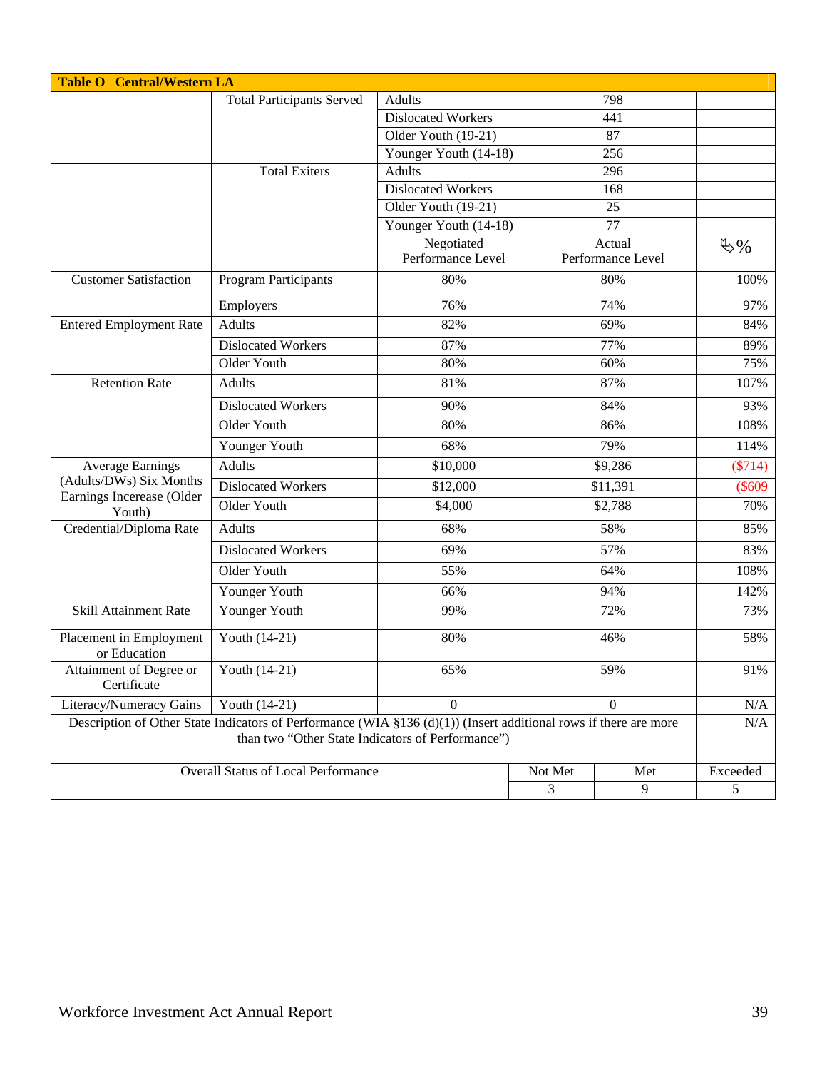| Table O Central/Western LA | | | | |
|---|---|---|---|---|
| | Total Participants Served | Adults | 798 | |
| | | Dislocated Workers | 441 | |
| | | Older Youth (19-21) | 87 | |
| | | Younger Youth (14-18) | 256 | |
| | Total Exiters | Adults | 296 | |
| | | Dislocated Workers | 168 | |
| | | Older Youth (19-21) | 25 | |
| | | Younger Youth (14-18) | 77 | |
| | | Negotiated Performance Level | Actual Performance Level | ⇳% |
| Customer Satisfaction | Program Participants | 80% | 80% | 100% |
| | Employers | 76% | 74% | 97% |
| Entered Employment Rate | Adults | 82% | 69% | 84% |
| | Dislocated Workers | 87% | 77% | 89% |
| | Older Youth | 80% | 60% | 75% |
| Retention Rate | Adults | 81% | 87% | 107% |
| | Dislocated Workers | 90% | 84% | 93% |
| | Older Youth | 80% | 86% | 108% |
| | Younger Youth | 68% | 79% | 114% |
| Average Earnings (Adults/DWs) Six Months EarningsIncerease (Older Youth) | Adults | $10,000 | $9,286 | ($714) |
| | Dislocated Workers | $12,000 | $11,391 | ($609 |
| | Older Youth | $4,000 | $2,788 | 70% |
| Credential/Diploma Rate | Adults | 68% | 58% | 85% |
| | Dislocated Workers | 69% | 57% | 83% |
| | Older Youth | 55% | 64% | 108% |
| | Younger Youth | 66% | 94% | 142% |
| Skill Attainment Rate | Younger Youth | 99% | 72% | 73% |
| Placement in Employment or Education | Youth (14-21) | 80% | 46% | 58% |
| Attainment of Degree or Certificate | Youth (14-21) | 65% | 59% | 91% |
| Literacy/Numeracy Gains | Youth (14-21) | 0 | 0 | N/A |
| Description of Other State Indicators of Performance (WIA §136 (d)(1)) (Insert additional rows if there are more than two "Other State Indicators of Performance") | | | | N/A |
| Overall Status of Local Performance | | Not Met | Met | Exceeded |
| | | 3 | 9 | 5 |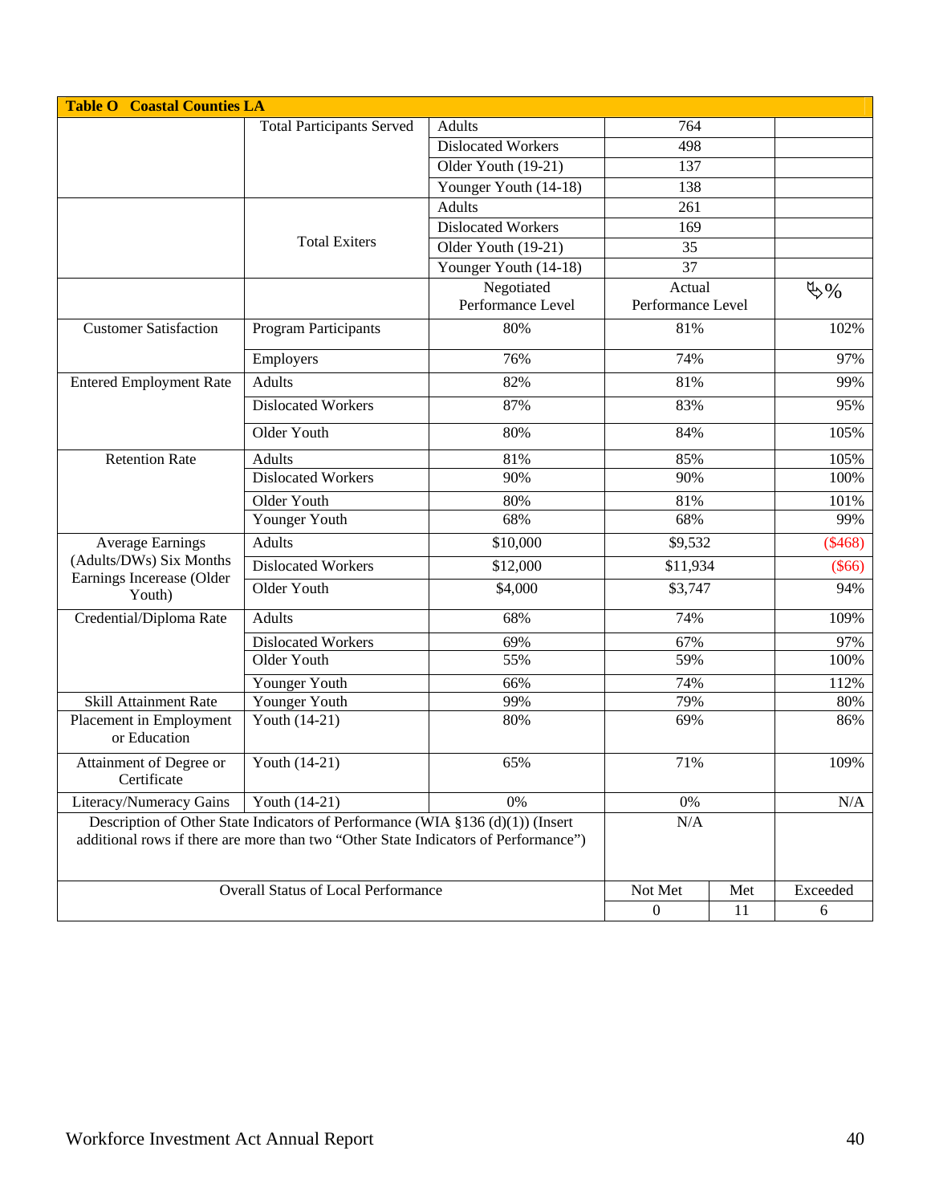| Table O Coastal Counties LA | | | | | |
|---|---|---|---|---|---|
| | Total Participants Served | Adults | 764 | | |
| | | Dislocated Workers | 498 | | |
| | | Older Youth (19-21) | 137 | | |
| | | Younger Youth (14-18) | 138 | | |
| | Total Exiters | Adults | 261 | | |
| | | Dislocated Workers | 169 | | |
| | | Older Youth (19-21) | 35 | | |
| | | Younger Youth (14-18) | 37 | | |
| | | Negotiated Performance Level | Actual Performance Level | | ↳% |
| Customer Satisfaction | Program Participants | 80% | 81% | | 102% |
| | Employers | 76% | 74% | | 97% |
| Entered Employment Rate | Adults | 82% | 81% | | 99% |
| | Dislocated Workers | 87% | 83% | | 95% |
| | Older Youth | 80% | 84% | | 105% |
| Retention Rate | Adults | 81% | 85% | | 105% |
| | Dislocated Workers | 90% | 90% | | 100% |
| | Older Youth | 80% | 81% | | 101% |
| | Younger Youth | 68% | 68% | | 99% |
| Average Earnings (Adults/DWs) Six Months Earnings Incerease (Older Youth) | Adults | $10,000 | $9,532 | | ($468) |
| | Dislocated Workers | $12,000 | $11,934 | | ($66) |
| | Older Youth | $4,000 | $3,747 | | 94% |
| Credential/Diploma Rate | Adults | 68% | 74% | | 109% |
| | Dislocated Workers | 69% | 67% | | 97% |
| | Older Youth | 55% | 59% | | 100% |
| | Younger Youth | 66% | 74% | | 112% |
| Skill Attainment Rate | Younger Youth | 99% | 79% | | 80% |
| Placement in Employment or Education | Youth (14-21) | 80% | 69% | | 86% |
| Attainment of Degree or Certificate | Youth (14-21) | 65% | 71% | | 109% |
| Literacy/Numeracy Gains | Youth (14-21) | 0% | 0% | | N/A |
| Description of Other State Indicators of Performance (WIA §136 (d)(1)) (Insert additional rows if there are more than two "Other State Indicators of Performance") | | | N/A | | |
| Overall Status of Local Performance | | | Not Met | Met | Exceeded |
| | | | 0 | 11 | 6 |